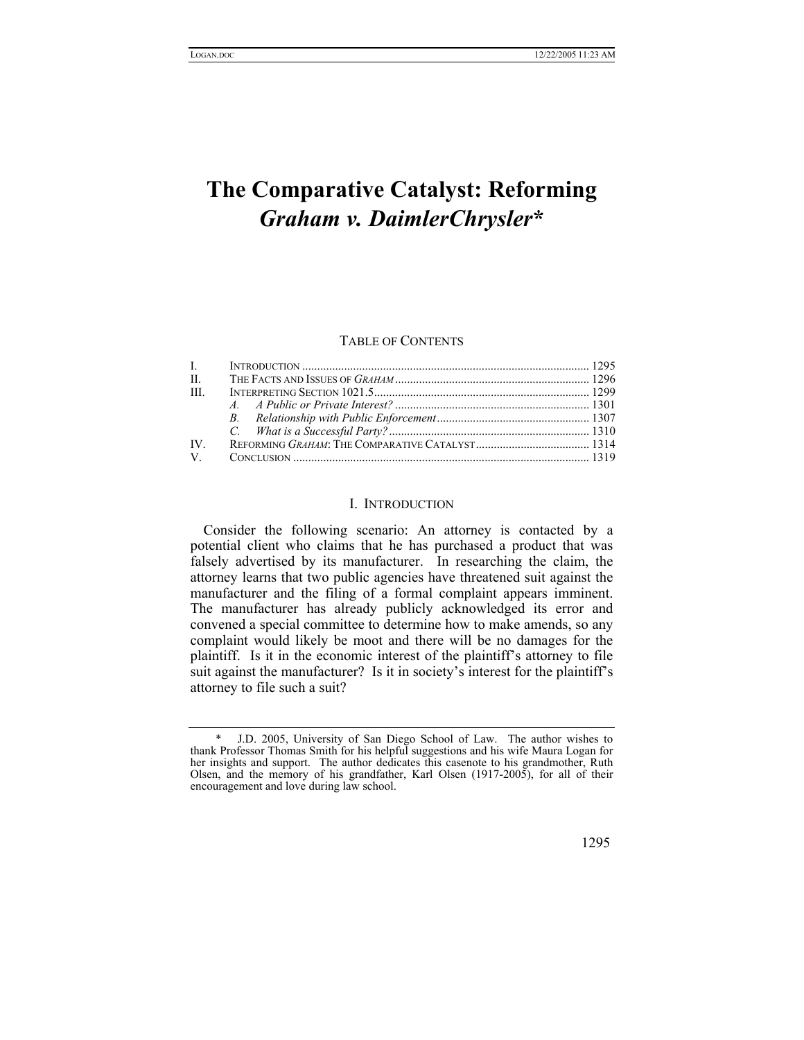# The Comparative Catalyst: Reforming *Graham v. DaimlerChrysler*\*

TABLE OF CONTENTS

| | | |
|---|---|---|
| I. | INTRODUCTION | 1295 |
| II. | THE FACTS AND ISSUES OF *GRAHAM* | 1296 |
| III. | INTERPRETING SECTION 1021.5 | 1299 |
| | *A. A Public or Private Interest?* | 1301 |
| | *B. Relationship with Public Enforcement* | 1307 |
| | *C. What is a Successful Party?* | 1310 |
| IV. | REFORMING *GRAHAM*: THE COMPARATIVE CATALYST | 1314 |
| V. | CONCLUSION | 1319 |

## I. INTRODUCTION

Consider the following scenario: An attorney is contacted by a potential client who claims that he has purchased a product that was falsely advertised by its manufacturer. In researching the claim, the attorney learns that two public agencies have threatened suit against the manufacturer and the filing of a formal complaint appears imminent. The manufacturer has already publicly acknowledged its error and convened a special committee to determine how to make amends, so any complaint would likely be moot and there will be no damages for the plaintiff. Is it in the economic interest of the plaintiff's attorney to file suit against the manufacturer? Is it in society's interest for the plaintiff's attorney to file such a suit?

---

\* J.D. 2005, University of San Diego School of Law. The author wishes to thank Professor Thomas Smith for his helpful suggestions and his wife Maura Logan for her insights and support. The author dedicates this casenote to his grandmother, Ruth Olsen, and the memory of his grandfather, Karl Olsen (1917-2005), for all of their encouragement and love during law school.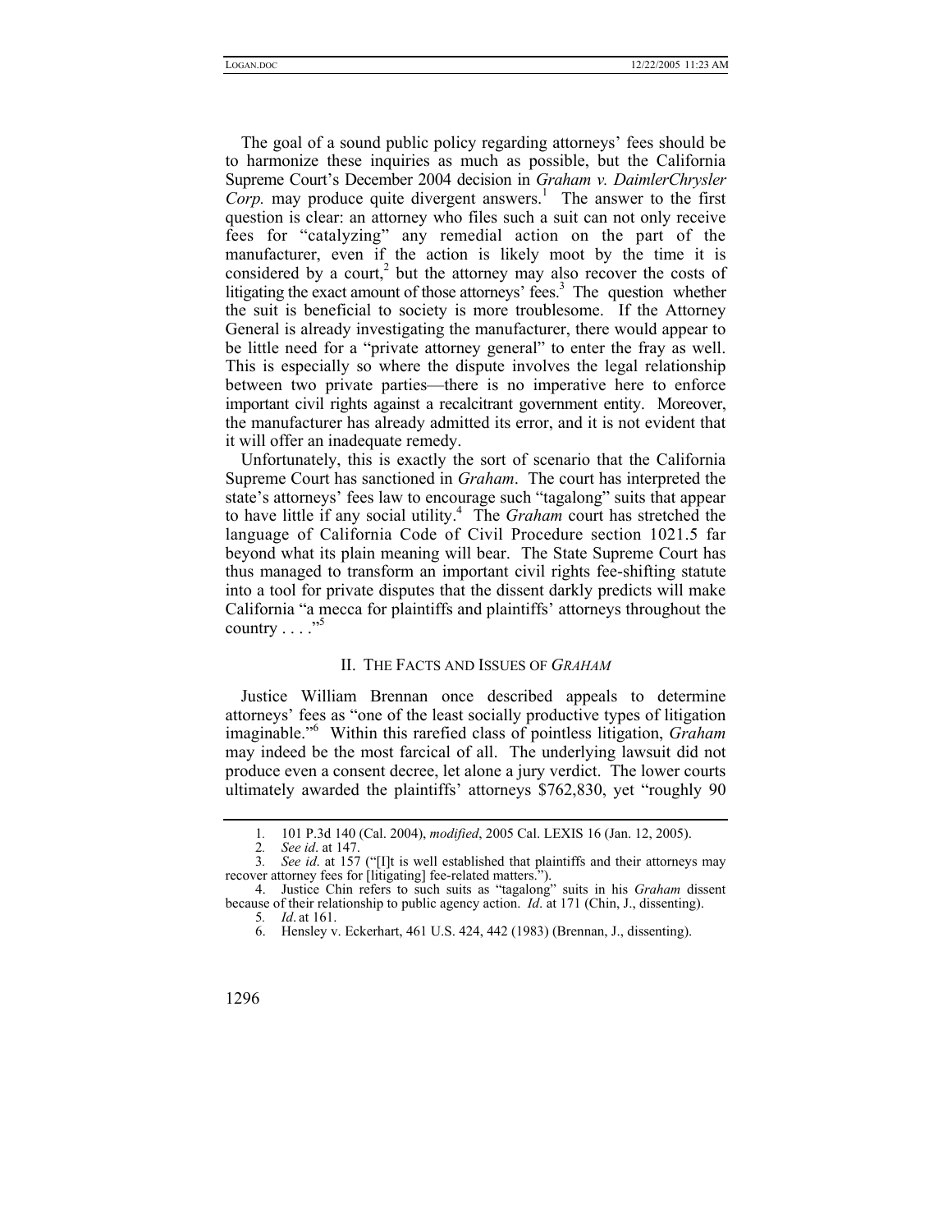The goal of a sound public policy regarding attorneys' fees should be to harmonize these inquiries as much as possible, but the California Supreme Court's December 2004 decision in *Graham v. DaimlerChrysler Corp.* may produce quite divergent answers.[1] The answer to the first question is clear: an attorney who files such a suit can not only receive fees for "catalyzing" any remedial action on the part of the manufacturer, even if the action is likely moot by the time it is considered by a court,[2] but the attorney may also recover the costs of litigating the exact amount of those attorneys' fees.[3] The question whether the suit is beneficial to society is more troublesome. If the Attorney General is already investigating the manufacturer, there would appear to be little need for a "private attorney general" to enter the fray as well. This is especially so where the dispute involves the legal relationship between two private parties—there is no imperative here to enforce important civil rights against a recalcitrant government entity. Moreover, the manufacturer has already admitted its error, and it is not evident that it will offer an inadequate remedy.

Unfortunately, this is exactly the sort of scenario that the California Supreme Court has sanctioned in *Graham*. The court has interpreted the state's attorneys' fees law to encourage such "tagalong" suits that appear to have little if any social utility.[4] The *Graham* court has stretched the language of California Code of Civil Procedure section 1021.5 far beyond what its plain meaning will bear. The State Supreme Court has thus managed to transform an important civil rights fee-shifting statute into a tool for private disputes that the dissent darkly predicts will make California "a mecca for plaintiffs and plaintiffs' attorneys throughout the country . . . ."[5]

## II. THE FACTS AND ISSUES OF *GRAHAM*

Justice William Brennan once described appeals to determine attorneys' fees as "one of the least socially productive types of litigation imaginable."[6] Within this rarefied class of pointless litigation, *Graham* may indeed be the most farcical of all. The underlying lawsuit did not produce even a consent decree, let alone a jury verdict. The lower courts ultimately awarded the plaintiffs' attorneys $762,830, yet "roughly 90

---

1. 101 P.3d 140 (Cal. 2004), *modified*, 2005 Cal. LEXIS 16 (Jan. 12, 2005).
2. *See id*. at 147.
3. *See id*. at 157 ("[I]t is well established that plaintiffs and their attorneys may recover attorney fees for [litigating] fee-related matters.").
4. Justice Chin refers to such suits as "tagalong" suits in his *Graham* dissent because of their relationship to public agency action. *Id*. at 171 (Chin, J., dissenting).
5. *Id*. at 161.
6. Hensley v. Eckerhart, 461 U.S. 424, 442 (1983) (Brennan, J., dissenting).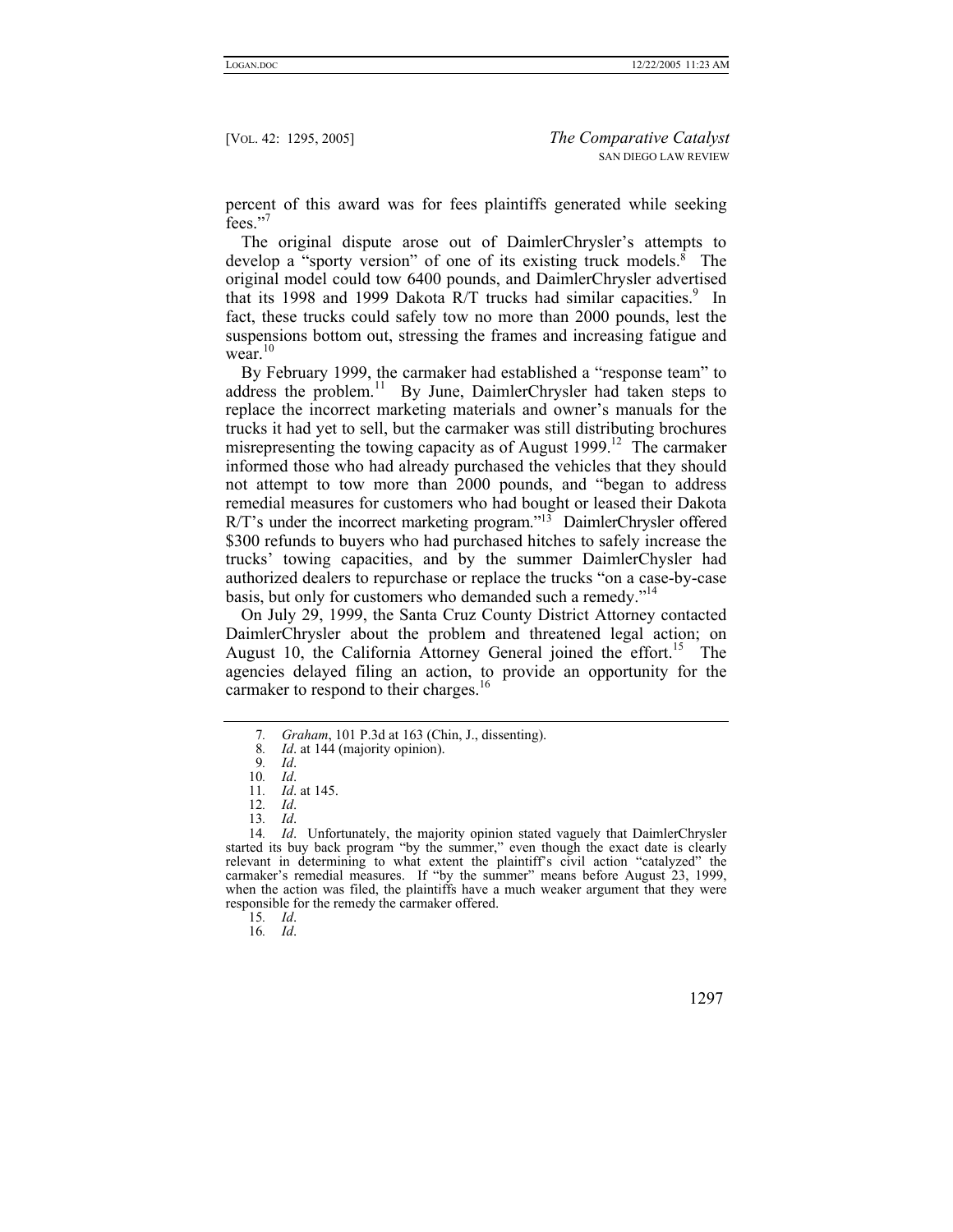percent of this award was for fees plaintiffs generated while seeking fees."[7]

The original dispute arose out of DaimlerChrysler's attempts to develop a "sporty version" of one of its existing truck models.[8] The original model could tow 6400 pounds, and DaimlerChrysler advertised that its 1998 and 1999 Dakota R/T trucks had similar capacities.[9] In fact, these trucks could safely tow no more than 2000 pounds, lest the suspensions bottom out, stressing the frames and increasing fatigue and wear.[10]

By February 1999, the carmaker had established a "response team" to address the problem.[11] By June, DaimlerChrysler had taken steps to replace the incorrect marketing materials and owner's manuals for the trucks it had yet to sell, but the carmaker was still distributing brochures misrepresenting the towing capacity as of August 1999.[12] The carmaker informed those who had already purchased the vehicles that they should not attempt to tow more than 2000 pounds, and "began to address remedial measures for customers who had bought or leased their Dakota R/T's under the incorrect marketing program."[13] DaimlerChrysler offered $300 refunds to buyers who had purchased hitches to safely increase the trucks' towing capacities, and by the summer DaimlerChysler had authorized dealers to repurchase or replace the trucks "on a case-by-case basis, but only for customers who demanded such a remedy."[14]

On July 29, 1999, the Santa Cruz County District Attorney contacted DaimlerChrysler about the problem and threatened legal action; on August 10, the California Attorney General joined the effort.[15] The agencies delayed filing an action, to provide an opportunity for the carmaker to respond to their charges.[16]

---

7. *Graham*, 101 P.3d at 163 (Chin, J., dissenting).

8. *Id*. at 144 (majority opinion).

9. *Id*.

10. *Id*.

11. *Id*. at 145.

12. *Id*.

13. *Id*.

14. *Id*. Unfortunately, the majority opinion stated vaguely that DaimlerChrysler started its buy back program "by the summer," even though the exact date is clearly relevant in determining to what extent the plaintiff's civil action "catalyzed" the carmaker's remedial measures. If "by the summer" means before August 23, 1999, when the action was filed, the plaintiffs have a much weaker argument that they were responsible for the remedy the carmaker offered.

15. *Id*.

16. *Id*.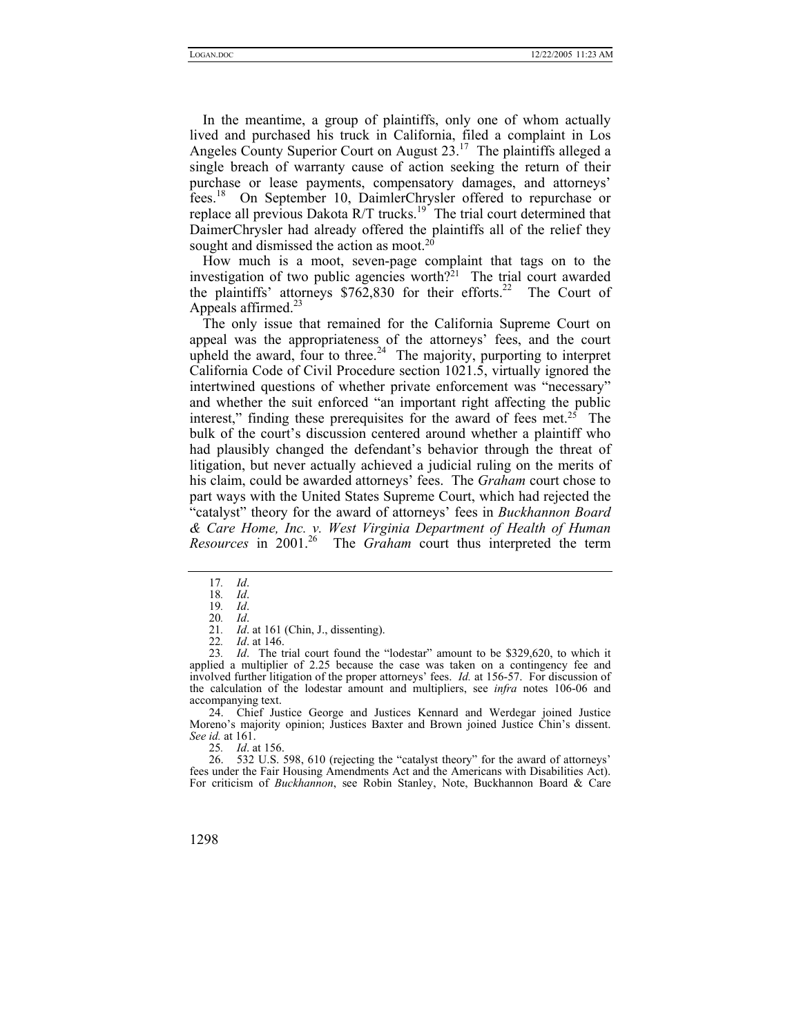In the meantime, a group of plaintiffs, only one of whom actually lived and purchased his truck in California, filed a complaint in Los Angeles County Superior Court on August 23.[17] The plaintiffs alleged a single breach of warranty cause of action seeking the return of their purchase or lease payments, compensatory damages, and attorneys' fees.[18] On September 10, DaimlerChrysler offered to repurchase or replace all previous Dakota R/T trucks.[19] The trial court determined that DaimerChrysler had already offered the plaintiffs all of the relief they sought and dismissed the action as moot.[20]

How much is a moot, seven-page complaint that tags on to the investigation of two public agencies worth?[21] The trial court awarded the plaintiffs' attorneys $762,830 for their efforts.[22] The Court of Appeals affirmed.[23]

The only issue that remained for the California Supreme Court on appeal was the appropriateness of the attorneys' fees, and the court upheld the award, four to three.[24] The majority, purporting to interpret California Code of Civil Procedure section 1021.5, virtually ignored the intertwined questions of whether private enforcement was "necessary" and whether the suit enforced "an important right affecting the public interest," finding these prerequisites for the award of fees met.[25] The bulk of the court's discussion centered around whether a plaintiff who had plausibly changed the defendant's behavior through the threat of litigation, but never actually achieved a judicial ruling on the merits of his claim, could be awarded attorneys' fees. The *Graham* court chose to part ways with the United States Supreme Court, which had rejected the "catalyst" theory for the award of attorneys' fees in *Buckhannon Board & Care Home, Inc. v. West Virginia Department of Health of Human Resources* in 2001.[26] The *Graham* court thus interpreted the term

---

17. *Id*.

18. *Id*.

19. *Id*.

20. *Id*.

21. *Id*. at 161 (Chin, J., dissenting).

22. *Id*. at 146.

23. *Id*. The trial court found the "lodestar" amount to be $329,620, to which it applied a multiplier of 2.25 because the case was taken on a contingency fee and involved further litigation of the proper attorneys' fees. *Id.* at 156-57. For discussion of the calculation of the lodestar amount and multipliers, see *infra* notes 106-06 and accompanying text.

24. Chief Justice George and Justices Kennard and Werdegar joined Justice Moreno's majority opinion; Justices Baxter and Brown joined Justice Chin's dissent. *See id.* at 161.

25. *Id*. at 156.

26. 532 U.S. 598, 610 (rejecting the "catalyst theory" for the award of attorneys' fees under the Fair Housing Amendments Act and the Americans with Disabilities Act). For criticism of *Buckhannon*, see Robin Stanley, Note, Buckhannon Board & Care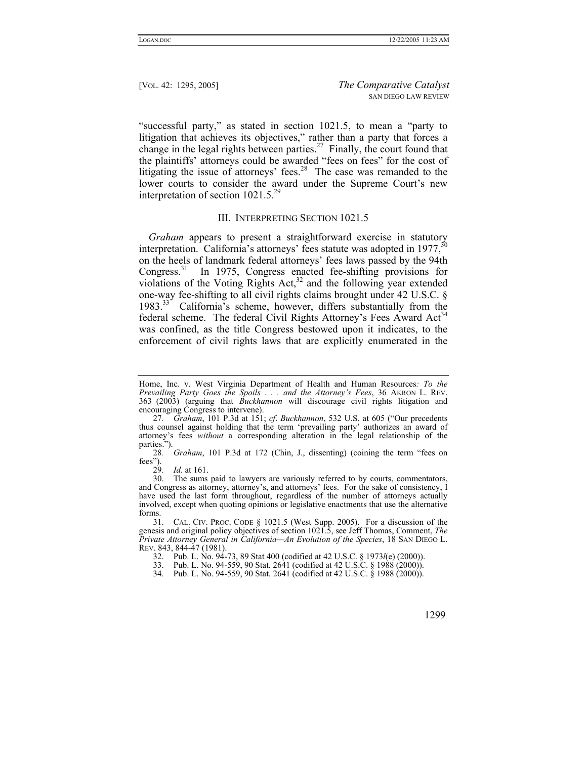"successful party," as stated in section 1021.5, to mean a "party to litigation that achieves its objectives," rather than a party that forces a change in the legal rights between parties.[27] Finally, the court found that the plaintiffs' attorneys could be awarded "fees on fees" for the cost of litigating the issue of attorneys' fees.[28] The case was remanded to the lower courts to consider the award under the Supreme Court's new interpretation of section 1021.5.[29]

## III. INTERPRETING SECTION 1021.5

*Graham* appears to present a straightforward exercise in statutory interpretation. California's attorneys' fees statute was adopted in 1977,[30] on the heels of landmark federal attorneys' fees laws passed by the 94th Congress.[31] In 1975, Congress enacted fee-shifting provisions for violations of the Voting Rights Act,[32] and the following year extended one-way fee-shifting to all civil rights claims brought under 42 U.S.C. § 1983.[33] California's scheme, however, differs substantially from the federal scheme. The federal Civil Rights Attorney's Fees Award Act[34] was confined, as the title Congress bestowed upon it indicates, to the enforcement of civil rights laws that are explicitly enumerated in the

---

Home, Inc. v. West Virginia Department of Health and Human Resources*: To the Prevailing Party Goes the Spoils . . . and the Attorney's Fees*, 36 AKRON L. REV. 363 (2003) (arguing that *Buckhannon* will discourage civil rights litigation and encouraging Congress to intervene).

27. *Graham*, 101 P.3d at 151; *cf*. *Buckhannon*, 532 U.S. at 605 ("Our precedents thus counsel against holding that the term 'prevailing party' authorizes an award of attorney's fees *without* a corresponding alteration in the legal relationship of the parties.").

28. *Graham*, 101 P.3d at 172 (Chin, J., dissenting) (coining the term "fees on fees").

29. *Id*. at 161.

30. The sums paid to lawyers are variously referred to by courts, commentators, and Congress as attorney, attorney's, and attorneys' fees. For the sake of consistency, I have used the last form throughout, regardless of the number of attorneys actually involved, except when quoting opinions or legislative enactments that use the alternative forms.

31. CAL. CIV. PROC. CODE § 1021.5 (West Supp. 2005). For a discussion of the genesis and original policy objectives of section 1021.5, see Jeff Thomas, Comment, *The Private Attorney General in California—An Evolution of the Species*, 18 SAN DIEGO L. REV. 843, 844-47 (1981).

32. Pub. L. No. 94-73, 89 Stat 400 (codified at 42 U.S.C. § 1973*l*(e) (2000)).

33. Pub. L. No. 94-559, 90 Stat. 2641 (codified at 42 U.S.C. § 1988 (2000)).

34. Pub. L. No. 94-559, 90 Stat. 2641 (codified at 42 U.S.C. § 1988 (2000)).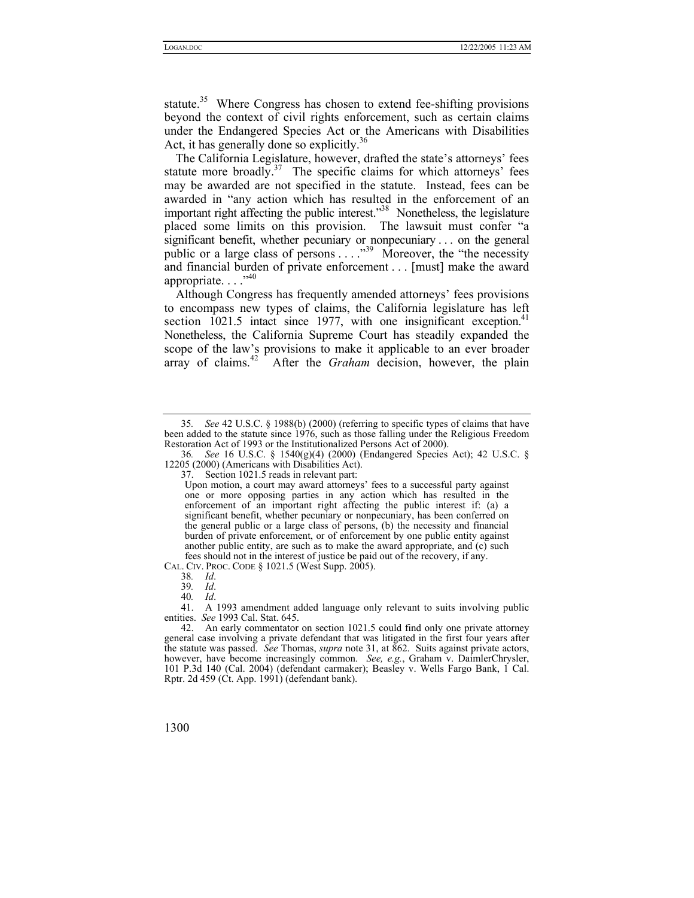statute.[35] Where Congress has chosen to extend fee-shifting provisions beyond the context of civil rights enforcement, such as certain claims under the Endangered Species Act or the Americans with Disabilities Act, it has generally done so explicitly.[36]

The California Legislature, however, drafted the state's attorneys' fees statute more broadly.[37] The specific claims for which attorneys' fees may be awarded are not specified in the statute. Instead, fees can be awarded in "any action which has resulted in the enforcement of an important right affecting the public interest."[38] Nonetheless, the legislature placed some limits on this provision. The lawsuit must confer "a significant benefit, whether pecuniary or nonpecuniary . . . on the general public or a large class of persons . . . ."[39] Moreover, the "the necessity and financial burden of private enforcement . . . [must] make the award appropriate. . . ."[40]

Although Congress has frequently amended attorneys' fees provisions to encompass new types of claims, the California legislature has left section 1021.5 intact since 1977, with one insignificant exception.[41] Nonetheless, the California Supreme Court has steadily expanded the scope of the law's provisions to make it applicable to an ever broader array of claims.[42] After the *Graham* decision, however, the plain

---

35. *See* 42 U.S.C. § 1988(b) (2000) (referring to specific types of claims that have been added to the statute since 1976, such as those falling under the Religious Freedom Restoration Act of 1993 or the Institutionalized Persons Act of 2000).

36. *See* 16 U.S.C. § 1540(g)(4) (2000) (Endangered Species Act); 42 U.S.C. § 12205 (2000) (Americans with Disabilities Act).

37. Section 1021.5 reads in relevant part:

> Upon motion, a court may award attorneys' fees to a successful party against one or more opposing parties in any action which has resulted in the enforcement of an important right affecting the public interest if: (a) a significant benefit, whether pecuniary or nonpecuniary, has been conferred on the general public or a large class of persons, (b) the necessity and financial burden of private enforcement, or of enforcement by one public entity against another public entity, are such as to make the award appropriate, and (c) such fees should not in the interest of justice be paid out of the recovery, if any.

CAL. CIV. PROC. CODE § 1021.5 (West Supp. 2005).

38. *Id*.

39. *Id*.

40. *Id*.

41. A 1993 amendment added language only relevant to suits involving public entities. *See* 1993 Cal. Stat. 645.

42. An early commentator on section 1021.5 could find only one private attorney general case involving a private defendant that was litigated in the first four years after the statute was passed. *See* Thomas, *supra* note 31, at 862. Suits against private actors, however, have become increasingly common. *See, e.g.*, Graham v. DaimlerChrysler, 101 P.3d 140 (Cal. 2004) (defendant carmaker); Beasley v. Wells Fargo Bank, 1 Cal. Rptr. 2d 459 (Ct. App. 1991) (defendant bank).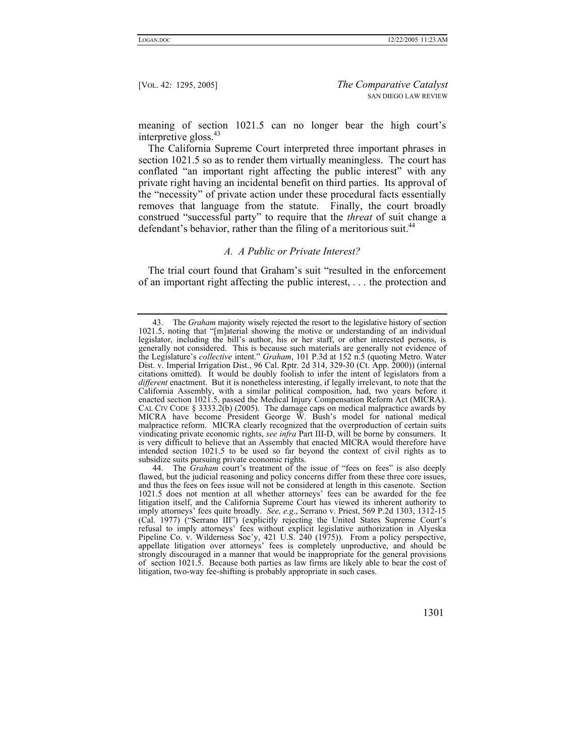meaning of section 1021.5 can no longer bear the high court's interpretive gloss.[43]

The California Supreme Court interpreted three important phrases in section 1021.5 so as to render them virtually meaningless. The court has conflated "an important right affecting the public interest" with any private right having an incidental benefit on third parties. Its approval of the "necessity" of private action under these procedural facts essentially removes that language from the statute. Finally, the court broadly construed "successful party" to require that the *threat* of suit change a defendant's behavior, rather than the filing of a meritorious suit.[44]

### *A. A Public or Private Interest?*

The trial court found that Graham's suit "resulted in the enforcement of an important right affecting the public interest, . . . the protection and

---

43. The *Graham* majority wisely rejected the resort to the legislative history of section 1021.5, noting that "[m]aterial showing the motive or understanding of an individual legislator, including the bill's author, his or her staff, or other interested persons, is generally not considered. This is because such materials are generally not evidence of the Legislature's *collective* intent." *Graham*, 101 P.3d at 152 n.5 (quoting Metro. Water Dist. v. Imperial Irrigation Dist., 96 Cal. Rptr. 2d 314, 329-30 (Ct. App. 2000)) (internal citations omitted). It would be doubly foolish to infer the intent of legislators from a *different* enactment. But it is nonetheless interesting, if legally irrelevant, to note that the California Assembly, with a similar political composition, had, two years before it enacted section 1021.5, passed the Medical Injury Compensation Reform Act (MICRA). CAL CIV CODE § 3333.2(b) (2005). The damage caps on medical malpractice awards by MICRA have become President George W. Bush's model for national medical malpractice reform. MICRA clearly recognized that the overproduction of certain suits vindicating private economic rights, *see infra* Part III-D, will be borne by consumers. It is very difficult to believe that an Assembly that enacted MICRA would therefore have intended section 1021.5 to be used so far beyond the context of civil rights as to subsidize suits pursuing private economic rights.

44. The *Graham* court's treatment of the issue of "fees on fees" is also deeply flawed, but the judicial reasoning and policy concerns differ from these three core issues, and thus the fees on fees issue will not be considered at length in this casenote. Section 1021.5 does not mention at all whether attorneys' fees can be awarded for the fee litigation itself, and the California Supreme Court has viewed its inherent authority to imply attorneys' fees quite broadly. *See, e.g.*, Serrano v. Priest, 569 P.2d 1303, 1312-15 (Cal. 1977) ("Serrano III") (explicitly rejecting the United States Supreme Court's refusal to imply attorneys' fees without explicit legislative authorization in Alyeska Pipeline Co. v. Wilderness Soc'y, 421 U.S. 240 (1975)). From a policy perspective, appellate litigation over attorneys' fees is completely unproductive, and should be strongly discouraged in a manner that would be inappropriate for the general provisions of section 1021.5. Because both parties as law firms are likely able to bear the cost of litigation, two-way fee-shifting is probably appropriate in such cases.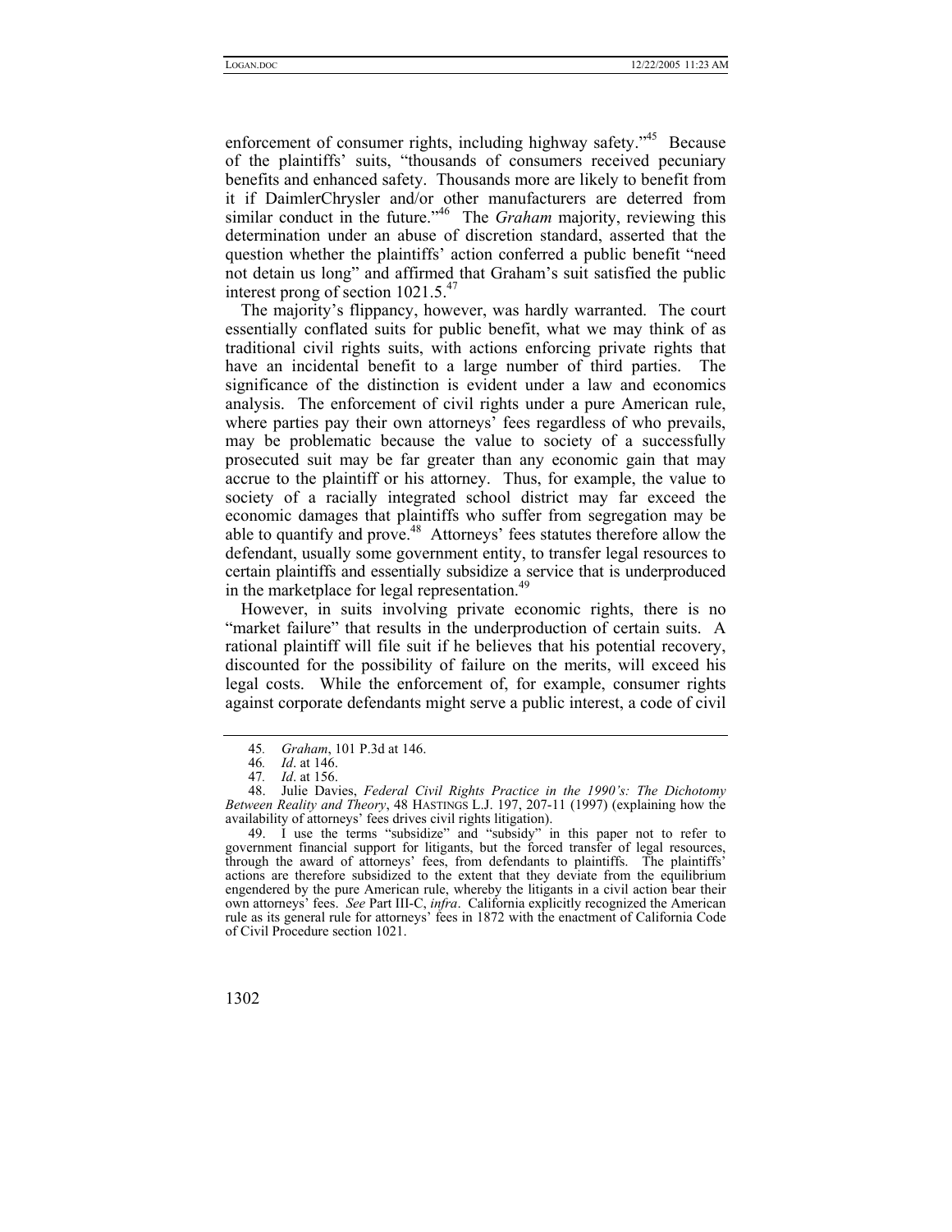enforcement of consumer rights, including highway safety."[45] Because of the plaintiffs' suits, "thousands of consumers received pecuniary benefits and enhanced safety. Thousands more are likely to benefit from it if DaimlerChrysler and/or other manufacturers are deterred from similar conduct in the future."[46] The *Graham* majority, reviewing this determination under an abuse of discretion standard, asserted that the question whether the plaintiffs' action conferred a public benefit "need not detain us long" and affirmed that Graham's suit satisfied the public interest prong of section 1021.5.[47]

The majority's flippancy, however, was hardly warranted. The court essentially conflated suits for public benefit, what we may think of as traditional civil rights suits, with actions enforcing private rights that have an incidental benefit to a large number of third parties. The significance of the distinction is evident under a law and economics analysis. The enforcement of civil rights under a pure American rule, where parties pay their own attorneys' fees regardless of who prevails, may be problematic because the value to society of a successfully prosecuted suit may be far greater than any economic gain that may accrue to the plaintiff or his attorney. Thus, for example, the value to society of a racially integrated school district may far exceed the economic damages that plaintiffs who suffer from segregation may be able to quantify and prove.[48] Attorneys' fees statutes therefore allow the defendant, usually some government entity, to transfer legal resources to certain plaintiffs and essentially subsidize a service that is underproduced in the marketplace for legal representation.[49]

However, in suits involving private economic rights, there is no "market failure" that results in the underproduction of certain suits. A rational plaintiff will file suit if he believes that his potential recovery, discounted for the possibility of failure on the merits, will exceed his legal costs. While the enforcement of, for example, consumer rights against corporate defendants might serve a public interest, a code of civil

---

45. *Graham*, 101 P.3d at 146.

46. *Id*. at 146.

47. *Id*. at 156.

48. Julie Davies, *Federal Civil Rights Practice in the 1990's: The Dichotomy Between Reality and Theory*, 48 HASTINGS L.J. 197, 207-11 (1997) (explaining how the availability of attorneys' fees drives civil rights litigation).

49. I use the terms "subsidize" and "subsidy" in this paper not to refer to government financial support for litigants, but the forced transfer of legal resources, through the award of attorneys' fees, from defendants to plaintiffs. The plaintiffs' actions are therefore subsidized to the extent that they deviate from the equilibrium engendered by the pure American rule, whereby the litigants in a civil action bear their own attorneys' fees. *See* Part III-C, *infra*. California explicitly recognized the American rule as its general rule for attorneys' fees in 1872 with the enactment of California Code of Civil Procedure section 1021.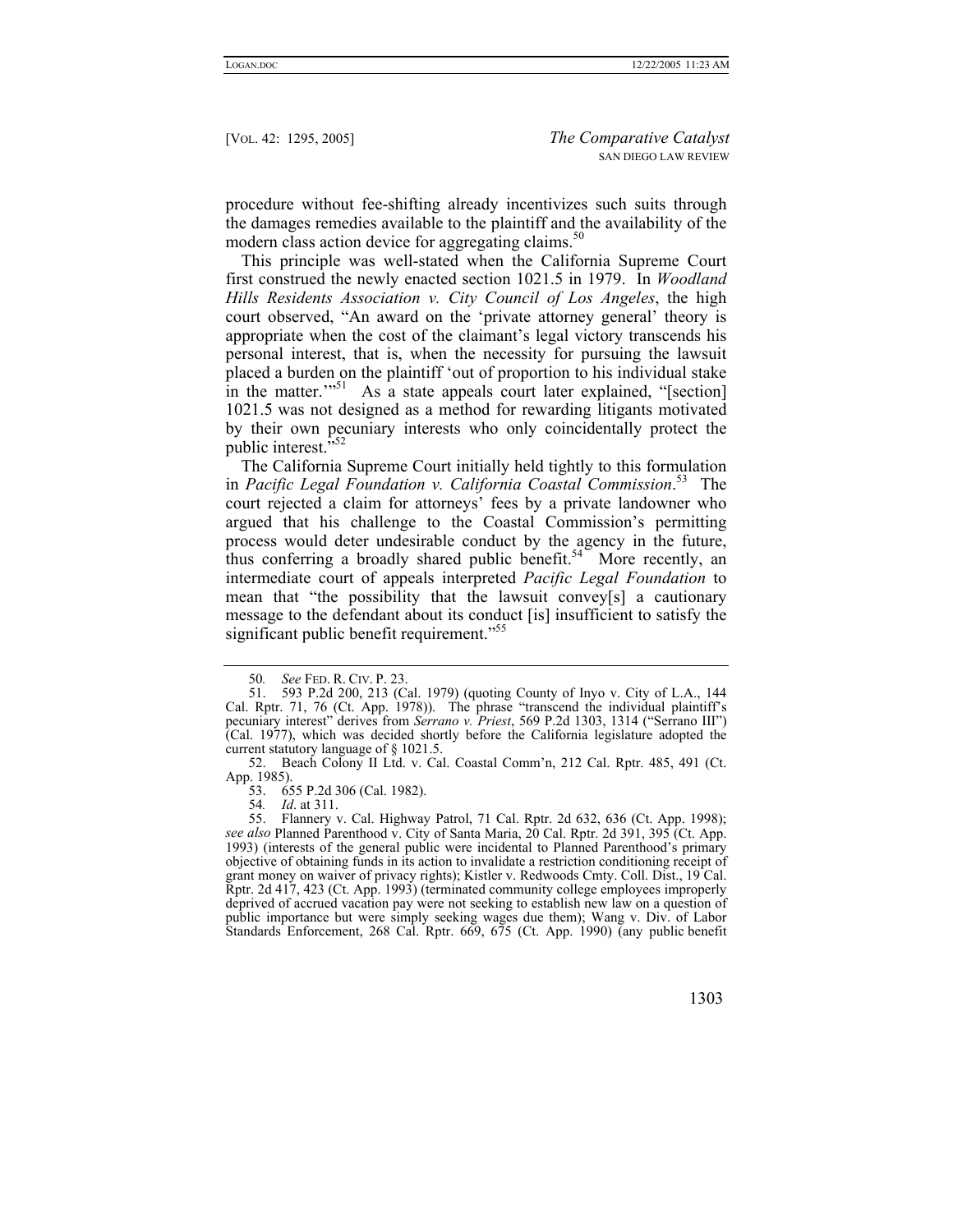procedure without fee-shifting already incentivizes such suits through the damages remedies available to the plaintiff and the availability of the modern class action device for aggregating claims.[50]

This principle was well-stated when the California Supreme Court first construed the newly enacted section 1021.5 in 1979. In *Woodland Hills Residents Association v. City Council of Los Angeles*, the high court observed, "An award on the 'private attorney general' theory is appropriate when the cost of the claimant's legal victory transcends his personal interest, that is, when the necessity for pursuing the lawsuit placed a burden on the plaintiff 'out of proportion to his individual stake in the matter.'"[51] As a state appeals court later explained, "[section] 1021.5 was not designed as a method for rewarding litigants motivated by their own pecuniary interests who only coincidentally protect the public interest."[52]

The California Supreme Court initially held tightly to this formulation in *Pacific Legal Foundation v. California Coastal Commission*.[53] The court rejected a claim for attorneys' fees by a private landowner who argued that his challenge to the Coastal Commission's permitting process would deter undesirable conduct by the agency in the future, thus conferring a broadly shared public benefit.[54] More recently, an intermediate court of appeals interpreted *Pacific Legal Foundation* to mean that "the possibility that the lawsuit convey[s] a cautionary message to the defendant about its conduct [is] insufficient to satisfy the significant public benefit requirement."[55]

---

50. *See* FED. R. CIV. P. 23.

51. 593 P.2d 200, 213 (Cal. 1979) (quoting County of Inyo v. City of L.A., 144 Cal. Rptr. 71, 76 (Ct. App. 1978)). The phrase "transcend the individual plaintiff's pecuniary interest" derives from *Serrano v. Priest*, 569 P.2d 1303, 1314 ("Serrano III") (Cal. 1977), which was decided shortly before the California legislature adopted the current statutory language of § 1021.5.

52. Beach Colony II Ltd. v. Cal. Coastal Comm'n, 212 Cal. Rptr. 485, 491 (Ct. App. 1985).

53. 655 P.2d 306 (Cal. 1982).

54. *Id*. at 311.

55. Flannery v. Cal. Highway Patrol, 71 Cal. Rptr. 2d 632, 636 (Ct. App. 1998); *see also* Planned Parenthood v. City of Santa Maria, 20 Cal. Rptr. 2d 391, 395 (Ct. App. 1993) (interests of the general public were incidental to Planned Parenthood's primary objective of obtaining funds in its action to invalidate a restriction conditioning receipt of grant money on waiver of privacy rights); Kistler v. Redwoods Cmty. Coll. Dist., 19 Cal. Rptr. 2d 417, 423 (Ct. App. 1993) (terminated community college employees improperly deprived of accrued vacation pay were not seeking to establish new law on a question of public importance but were simply seeking wages due them); Wang v. Div. of Labor Standards Enforcement, 268 Cal. Rptr. 669, 675 (Ct. App. 1990) (any public benefit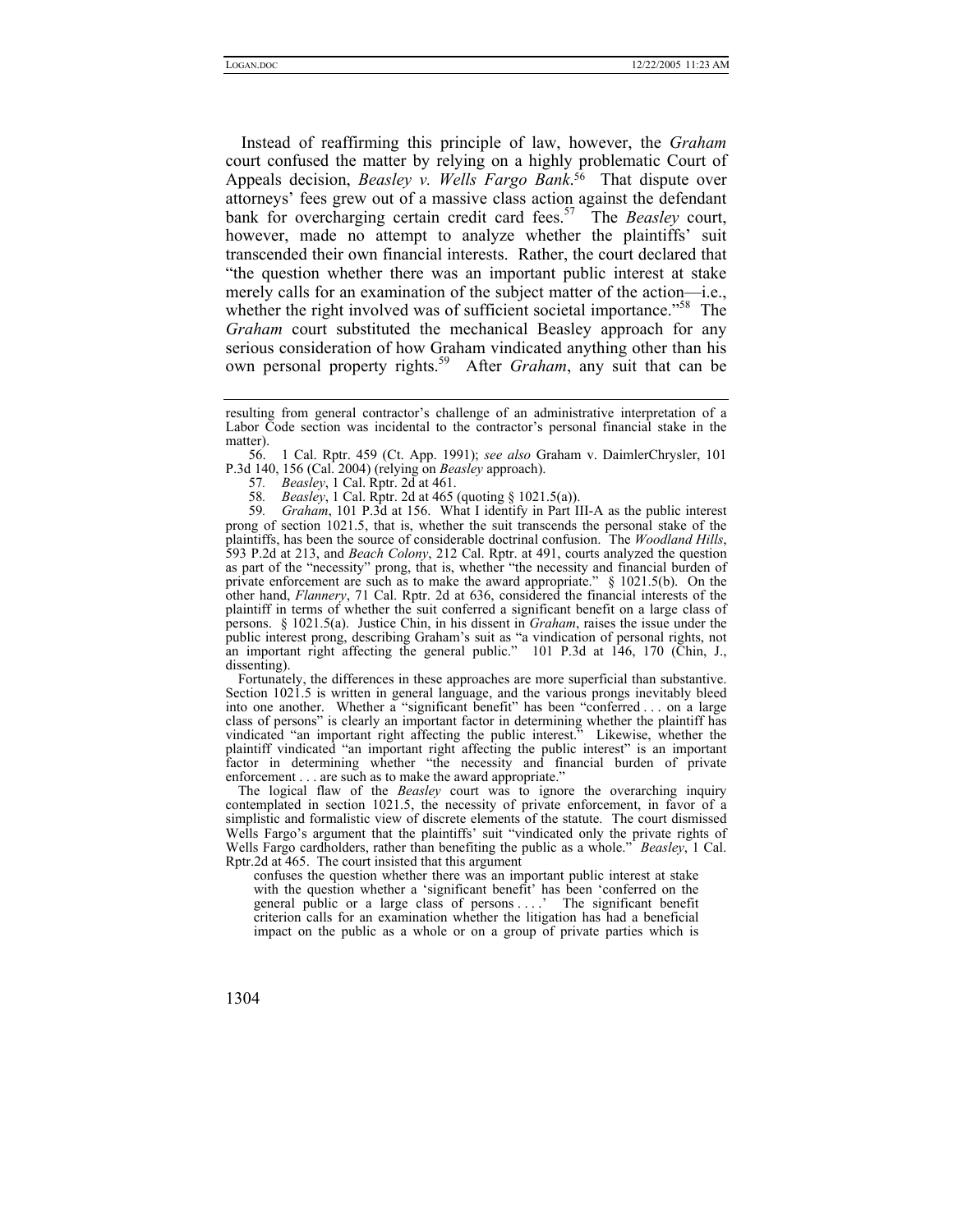Instead of reaffirming this principle of law, however, the *Graham* court confused the matter by relying on a highly problematic Court of Appeals decision, *Beasley v. Wells Fargo Bank*.[56] That dispute over attorneys' fees grew out of a massive class action against the defendant bank for overcharging certain credit card fees.[57] The *Beasley* court, however, made no attempt to analyze whether the plaintiffs' suit transcended their own financial interests. Rather, the court declared that "the question whether there was an important public interest at stake merely calls for an examination of the subject matter of the action—i.e., whether the right involved was of sufficient societal importance."[58] The *Graham* court substituted the mechanical Beasley approach for any serious consideration of how Graham vindicated anything other than his own personal property rights.[59] After *Graham*, any suit that can be

---

resulting from general contractor's challenge of an administrative interpretation of a Labor Code section was incidental to the contractor's personal financial stake in the matter).

56. 1 Cal. Rptr. 459 (Ct. App. 1991); *see also* Graham v. DaimlerChrysler, 101 P.3d 140, 156 (Cal. 2004) (relying on *Beasley* approach).

57. *Beasley*, 1 Cal. Rptr. 2d at 461.

58. *Beasley*, 1 Cal. Rptr. 2d at 465 (quoting § 1021.5(a)).

59. *Graham*, 101 P.3d at 156. What I identify in Part III-A as the public interest prong of section 1021.5, that is, whether the suit transcends the personal stake of the plaintiffs, has been the source of considerable doctrinal confusion. The *Woodland Hills*, 593 P.2d at 213, and *Beach Colony*, 212 Cal. Rptr. at 491, courts analyzed the question as part of the "necessity" prong, that is, whether "the necessity and financial burden of private enforcement are such as to make the award appropriate." § 1021.5(b). On the other hand, *Flannery*, 71 Cal. Rptr. 2d at 636, considered the financial interests of the plaintiff in terms of whether the suit conferred a significant benefit on a large class of persons. § 1021.5(a). Justice Chin, in his dissent in *Graham*, raises the issue under the public interest prong, describing Graham's suit as "a vindication of personal rights, not an important right affecting the general public." 101 P.3d at 146, 170 (Chin, J., dissenting).

Fortunately, the differences in these approaches are more superficial than substantive. Section 1021.5 is written in general language, and the various prongs inevitably bleed into one another. Whether a "significant benefit" has been "conferred . . . on a large class of persons" is clearly an important factor in determining whether the plaintiff has vindicated "an important right affecting the public interest." Likewise, whether the plaintiff vindicated "an important right affecting the public interest" is an important factor in determining whether "the necessity and financial burden of private enforcement . . . are such as to make the award appropriate."

The logical flaw of the *Beasley* court was to ignore the overarching inquiry contemplated in section 1021.5, the necessity of private enforcement, in favor of a simplistic and formalistic view of discrete elements of the statute. The court dismissed Wells Fargo's argument that the plaintiffs' suit "vindicated only the private rights of Wells Fargo cardholders, rather than benefiting the public as a whole." *Beasley*, 1 Cal. Rptr.2d at 465. The court insisted that this argument

> confuses the question whether there was an important public interest at stake with the question whether a 'significant benefit' has been 'conferred on the general public or a large class of persons . . . .' The significant benefit criterion calls for an examination whether the litigation has had a beneficial impact on the public as a whole or on a group of private parties which is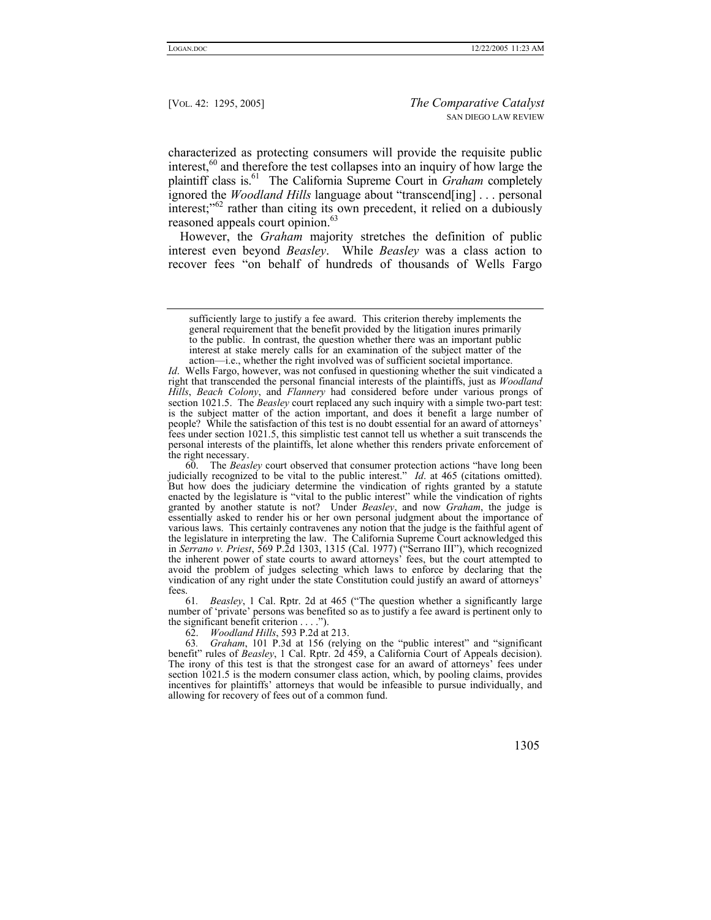characterized as protecting consumers will provide the requisite public interest,[60] and therefore the test collapses into an inquiry of how large the plaintiff class is.[61] The California Supreme Court in *Graham* completely ignored the *Woodland Hills* language about "transcend[ing] . . . personal interest;"[62] rather than citing its own precedent, it relied on a dubiously reasoned appeals court opinion.[63]

However, the *Graham* majority stretches the definition of public interest even beyond *Beasley*. While *Beasley* was a class action to recover fees "on behalf of hundreds of thousands of Wells Fargo

---

> sufficiently large to justify a fee award. This criterion thereby implements the general requirement that the benefit provided by the litigation inures primarily to the public. In contrast, the question whether there was an important public interest at stake merely calls for an examination of the subject matter of the action—i.e., whether the right involved was of sufficient societal importance.

*Id*. Wells Fargo, however, was not confused in questioning whether the suit vindicated a right that transcended the personal financial interests of the plaintiffs, just as *Woodland Hills*, *Beach Colony*, and *Flannery* had considered before under various prongs of section 1021.5. The *Beasley* court replaced any such inquiry with a simple two-part test: is the subject matter of the action important, and does it benefit a large number of people? While the satisfaction of this test is no doubt essential for an award of attorneys' fees under section 1021.5, this simplistic test cannot tell us whether a suit transcends the personal interests of the plaintiffs, let alone whether this renders private enforcement of the right necessary.

60. The *Beasley* court observed that consumer protection actions "have long been judicially recognized to be vital to the public interest." *Id*. at 465 (citations omitted). But how does the judiciary determine the vindication of rights granted by a statute enacted by the legislature is "vital to the public interest" while the vindication of rights granted by another statute is not? Under *Beasley*, and now *Graham*, the judge is essentially asked to render his or her own personal judgment about the importance of various laws. This certainly contravenes any notion that the judge is the faithful agent of the legislature in interpreting the law. The California Supreme Court acknowledged this in *Serrano v. Priest*, 569 P.2d 1303, 1315 (Cal. 1977) ("Serrano III"), which recognized the inherent power of state courts to award attorneys' fees, but the court attempted to avoid the problem of judges selecting which laws to enforce by declaring that the vindication of any right under the state Constitution could justify an award of attorneys' fees.

61. *Beasley*, 1 Cal. Rptr. 2d at 465 ("The question whether a significantly large number of 'private' persons was benefited so as to justify a fee award is pertinent only to the significant benefit criterion . . . .").

62. *Woodland Hills*, 593 P.2d at 213.

63. *Graham*, 101 P.3d at 156 (relying on the "public interest" and "significant benefit" rules of *Beasley*, 1 Cal. Rptr. 2d 459, a California Court of Appeals decision). The irony of this test is that the strongest case for an award of attorneys' fees under section 1021.5 is the modern consumer class action, which, by pooling claims, provides incentives for plaintiffs' attorneys that would be infeasible to pursue individually, and allowing for recovery of fees out of a common fund.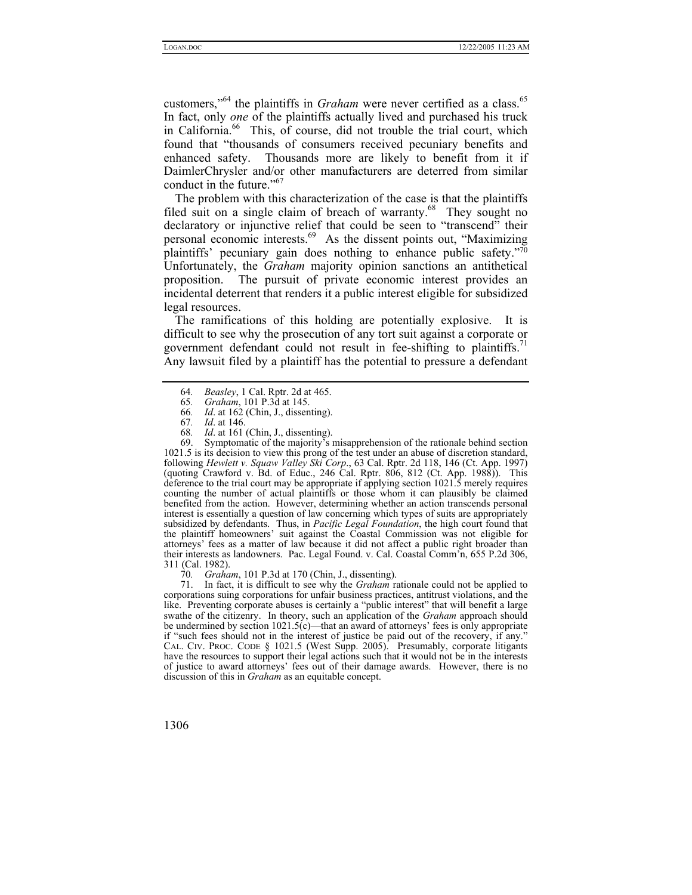customers,"[64] the plaintiffs in *Graham* were never certified as a class.[65] In fact, only *one* of the plaintiffs actually lived and purchased his truck in California.[66] This, of course, did not trouble the trial court, which found that "thousands of consumers received pecuniary benefits and enhanced safety. Thousands more are likely to benefit from it if DaimlerChrysler and/or other manufacturers are deterred from similar conduct in the future."[67]

The problem with this characterization of the case is that the plaintiffs filed suit on a single claim of breach of warranty.[68] They sought no declaratory or injunctive relief that could be seen to "transcend" their personal economic interests.[69] As the dissent points out, "Maximizing plaintiffs' pecuniary gain does nothing to enhance public safety."[70] Unfortunately, the *Graham* majority opinion sanctions an antithetical proposition. The pursuit of private economic interest provides an incidental deterrent that renders it a public interest eligible for subsidized legal resources.

The ramifications of this holding are potentially explosive. It is difficult to see why the prosecution of any tort suit against a corporate or government defendant could not result in fee-shifting to plaintiffs.[71] Any lawsuit filed by a plaintiff has the potential to pressure a defendant

---

64. *Beasley*, 1 Cal. Rptr. 2d at 465.

65. *Graham*, 101 P.3d at 145.

66. *Id*. at 162 (Chin, J., dissenting).

67. *Id*. at 146.

68. *Id*. at 161 (Chin, J., dissenting).

69. Symptomatic of the majority's misapprehension of the rationale behind section 1021.5 is its decision to view this prong of the test under an abuse of discretion standard, following *Hewlett v. Squaw Valley Ski Corp*., 63 Cal. Rptr. 2d 118, 146 (Ct. App. 1997) (quoting Crawford v. Bd. of Educ., 246 Cal. Rptr. 806, 812 (Ct. App. 1988)). This deference to the trial court may be appropriate if applying section 1021.5 merely requires counting the number of actual plaintiffs or those whom it can plausibly be claimed benefited from the action. However, determining whether an action transcends personal interest is essentially a question of law concerning which types of suits are appropriately subsidized by defendants. Thus, in *Pacific Legal Foundation*, the high court found that the plaintiff homeowners' suit against the Coastal Commission was not eligible for attorneys' fees as a matter of law because it did not affect a public right broader than their interests as landowners. Pac. Legal Found. v. Cal. Coastal Comm'n, 655 P.2d 306, 311 (Cal. 1982).

70. *Graham*, 101 P.3d at 170 (Chin, J., dissenting).

71. In fact, it is difficult to see why the *Graham* rationale could not be applied to corporations suing corporations for unfair business practices, antitrust violations, and the like. Preventing corporate abuses is certainly a "public interest" that will benefit a large swathe of the citizenry. In theory, such an application of the *Graham* approach should be undermined by section 1021.5(c)—that an award of attorneys' fees is only appropriate if "such fees should not in the interest of justice be paid out of the recovery, if any." CAL. CIV. PROC. CODE § 1021.5 (West Supp. 2005). Presumably, corporate litigants have the resources to support their legal actions such that it would not be in the interests of justice to award attorneys' fees out of their damage awards. However, there is no discussion of this in *Graham* as an equitable concept.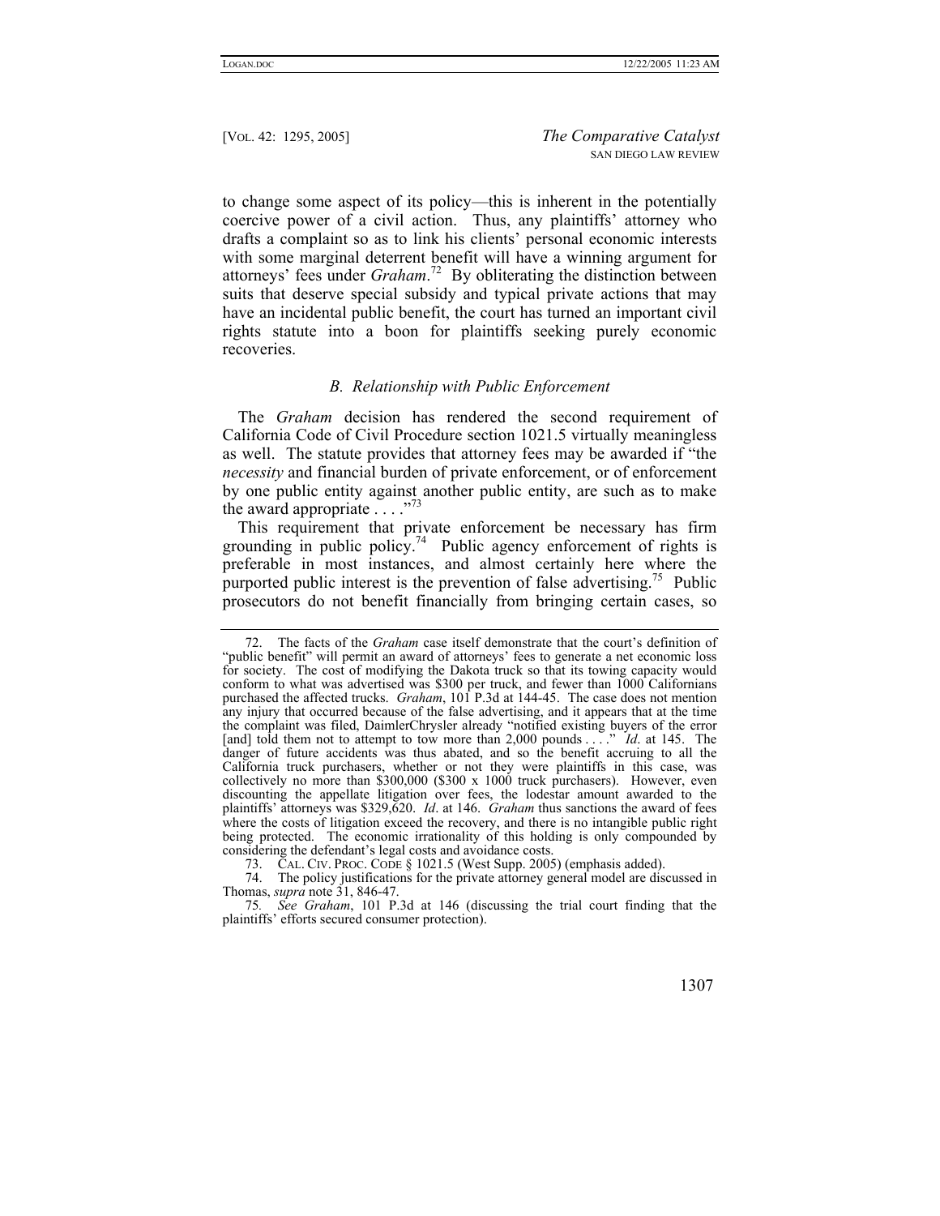to change some aspect of its policy—this is inherent in the potentially coercive power of a civil action. Thus, any plaintiffs' attorney who drafts a complaint so as to link his clients' personal economic interests with some marginal deterrent benefit will have a winning argument for attorneys' fees under *Graham*.[72] By obliterating the distinction between suits that deserve special subsidy and typical private actions that may have an incidental public benefit, the court has turned an important civil rights statute into a boon for plaintiffs seeking purely economic recoveries.

### *B. Relationship with Public Enforcement*

The *Graham* decision has rendered the second requirement of California Code of Civil Procedure section 1021.5 virtually meaningless as well. The statute provides that attorney fees may be awarded if "the *necessity* and financial burden of private enforcement, or of enforcement by one public entity against another public entity, are such as to make the award appropriate . . . ."[73]

This requirement that private enforcement be necessary has firm grounding in public policy.[74] Public agency enforcement of rights is preferable in most instances, and almost certainly here where the purported public interest is the prevention of false advertising.[75] Public prosecutors do not benefit financially from bringing certain cases, so

---

72. The facts of the *Graham* case itself demonstrate that the court's definition of "public benefit" will permit an award of attorneys' fees to generate a net economic loss for society. The cost of modifying the Dakota truck so that its towing capacity would conform to what was advertised was $300 per truck, and fewer than 1000 Californians purchased the affected trucks. *Graham*, 101 P.3d at 144-45. The case does not mention any injury that occurred because of the false advertising, and it appears that at the time the complaint was filed, DaimlerChrysler already "notified existing buyers of the error [and] told them not to attempt to tow more than 2,000 pounds . . . ." *Id*. at 145. The danger of future accidents was thus abated, and so the benefit accruing to all the California truck purchasers, whether or not they were plaintiffs in this case, was collectively no more than $300,000 ($300 x 1000 truck purchasers). However, even discounting the appellate litigation over fees, the lodestar amount awarded to the plaintiffs' attorneys was $329,620. *Id*. at 146. *Graham* thus sanctions the award of fees where the costs of litigation exceed the recovery, and there is no intangible public right being protected. The economic irrationality of this holding is only compounded by considering the defendant's legal costs and avoidance costs.

73. CAL. CIV. PROC. CODE § 1021.5 (West Supp. 2005) (emphasis added).

74. The policy justifications for the private attorney general model are discussed in Thomas, *supra* note 31, 846-47.

75. *See Graham*, 101 P.3d at 146 (discussing the trial court finding that the plaintiffs' efforts secured consumer protection).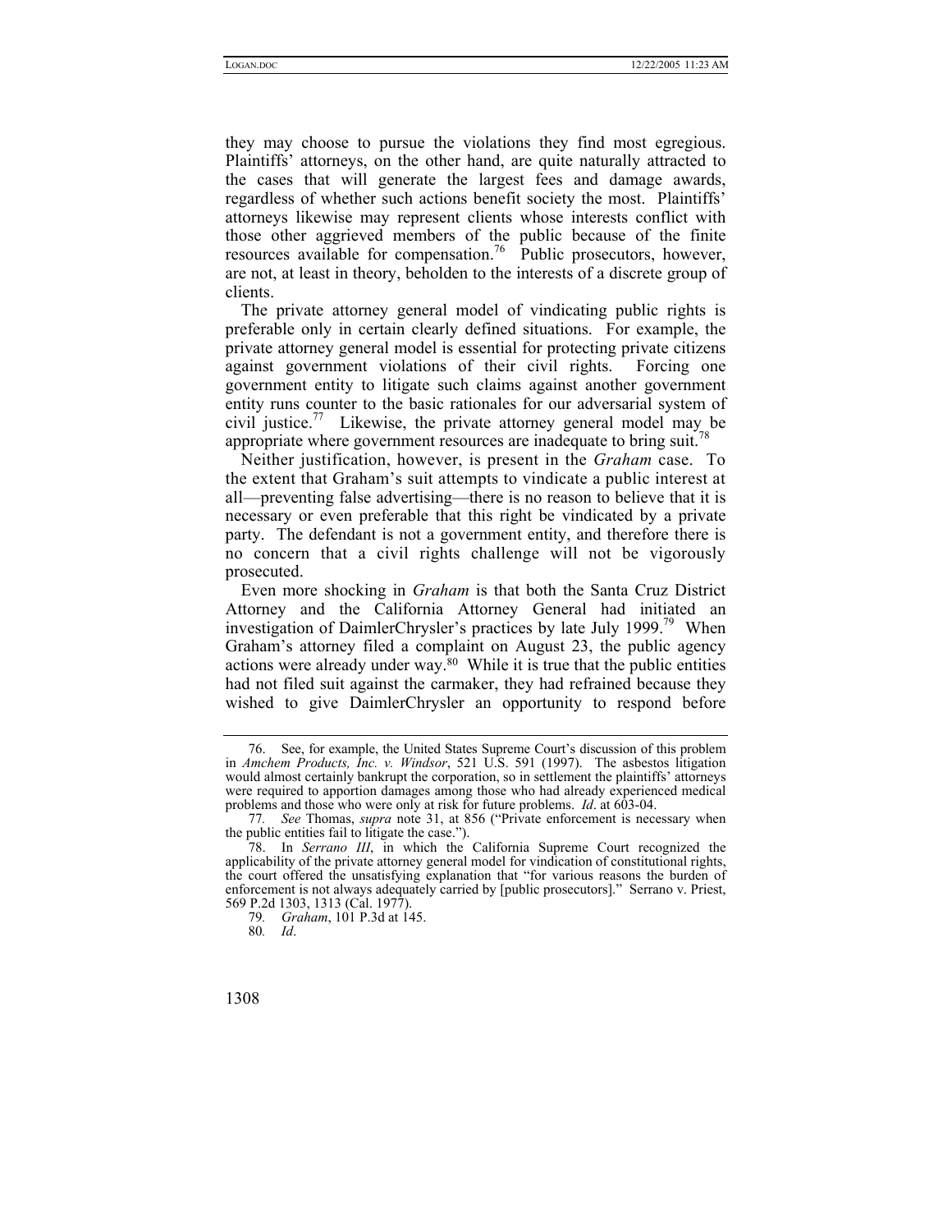they may choose to pursue the violations they find most egregious. Plaintiffs' attorneys, on the other hand, are quite naturally attracted to the cases that will generate the largest fees and damage awards, regardless of whether such actions benefit society the most. Plaintiffs' attorneys likewise may represent clients whose interests conflict with those other aggrieved members of the public because of the finite resources available for compensation.[76] Public prosecutors, however, are not, at least in theory, beholden to the interests of a discrete group of clients.

The private attorney general model of vindicating public rights is preferable only in certain clearly defined situations. For example, the private attorney general model is essential for protecting private citizens against government violations of their civil rights. Forcing one government entity to litigate such claims against another government entity runs counter to the basic rationales for our adversarial system of civil justice.[77] Likewise, the private attorney general model may be appropriate where government resources are inadequate to bring suit.[78]

Neither justification, however, is present in the *Graham* case. To the extent that Graham's suit attempts to vindicate a public interest at all—preventing false advertising—there is no reason to believe that it is necessary or even preferable that this right be vindicated by a private party. The defendant is not a government entity, and therefore there is no concern that a civil rights challenge will not be vigorously prosecuted.

Even more shocking in *Graham* is that both the Santa Cruz District Attorney and the California Attorney General had initiated an investigation of DaimlerChrysler's practices by late July 1999.[79] When Graham's attorney filed a complaint on August 23, the public agency actions were already under way.[80] While it is true that the public entities had not filed suit against the carmaker, they had refrained because they wished to give DaimlerChrysler an opportunity to respond before

---

76. See, for example, the United States Supreme Court's discussion of this problem in *Amchem Products, Inc. v. Windsor*, 521 U.S. 591 (1997). The asbestos litigation would almost certainly bankrupt the corporation, so in settlement the plaintiffs' attorneys were required to apportion damages among those who had already experienced medical problems and those who were only at risk for future problems. *Id*. at 603-04.

77. *See* Thomas, *supra* note 31, at 856 ("Private enforcement is necessary when the public entities fail to litigate the case.").

78. In *Serrano III*, in which the California Supreme Court recognized the applicability of the private attorney general model for vindication of constitutional rights, the court offered the unsatisfying explanation that "for various reasons the burden of enforcement is not always adequately carried by [public prosecutors]." Serrano v. Priest, 569 P.2d 1303, 1313 (Cal. 1977).

79. *Graham*, 101 P.3d at 145.

80. *Id*.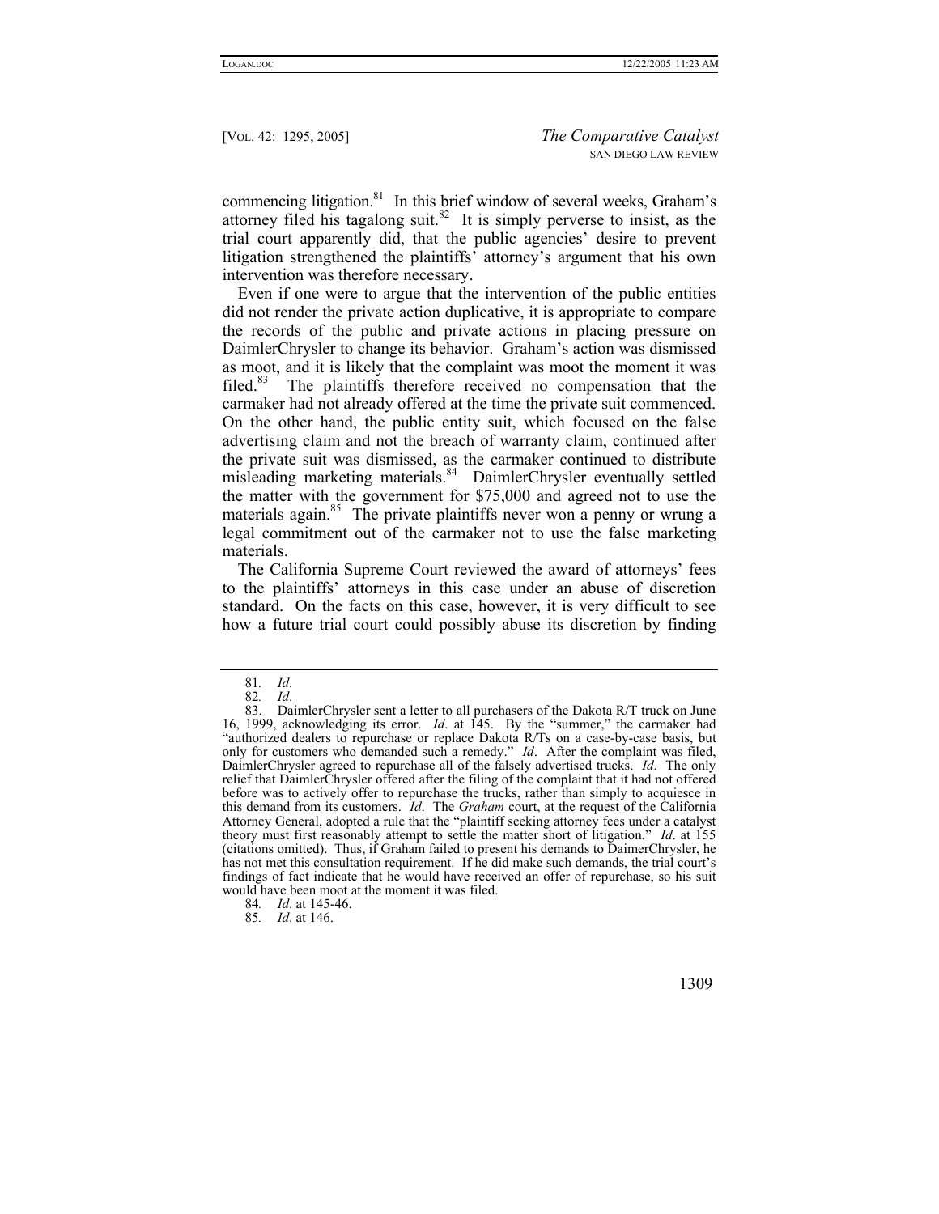commencing litigation.[81] In this brief window of several weeks, Graham's attorney filed his tagalong suit.[82] It is simply perverse to insist, as the trial court apparently did, that the public agencies' desire to prevent litigation strengthened the plaintiffs' attorney's argument that his own intervention was therefore necessary.

Even if one were to argue that the intervention of the public entities did not render the private action duplicative, it is appropriate to compare the records of the public and private actions in placing pressure on DaimlerChrysler to change its behavior. Graham's action was dismissed as moot, and it is likely that the complaint was moot the moment it was filed.[83] The plaintiffs therefore received no compensation that the carmaker had not already offered at the time the private suit commenced. On the other hand, the public entity suit, which focused on the false advertising claim and not the breach of warranty claim, continued after the private suit was dismissed, as the carmaker continued to distribute misleading marketing materials.[84] DaimlerChrysler eventually settled the matter with the government for $75,000 and agreed not to use the materials again.[85] The private plaintiffs never won a penny or wrung a legal commitment out of the carmaker not to use the false marketing materials.

The California Supreme Court reviewed the award of attorneys' fees to the plaintiffs' attorneys in this case under an abuse of discretion standard. On the facts on this case, however, it is very difficult to see how a future trial court could possibly abuse its discretion by finding

---

81. *Id*.

82. *Id*.

83. DaimlerChrysler sent a letter to all purchasers of the Dakota R/T truck on June 16, 1999, acknowledging its error. *Id*. at 145. By the "summer," the carmaker had "authorized dealers to repurchase or replace Dakota R/Ts on a case-by-case basis, but only for customers who demanded such a remedy." *Id*. After the complaint was filed, DaimlerChrysler agreed to repurchase all of the falsely advertised trucks. *Id*. The only relief that DaimlerChrysler offered after the filing of the complaint that it had not offered before was to actively offer to repurchase the trucks, rather than simply to acquiesce in this demand from its customers. *Id*. The *Graham* court, at the request of the California Attorney General, adopted a rule that the "plaintiff seeking attorney fees under a catalyst theory must first reasonably attempt to settle the matter short of litigation." *Id*. at 155 (citations omitted). Thus, if Graham failed to present his demands to DaimerChrysler, he has not met this consultation requirement. If he did make such demands, the trial court's findings of fact indicate that he would have received an offer of repurchase, so his suit would have been moot at the moment it was filed.

84. *Id*. at 145-46.

85. *Id*. at 146.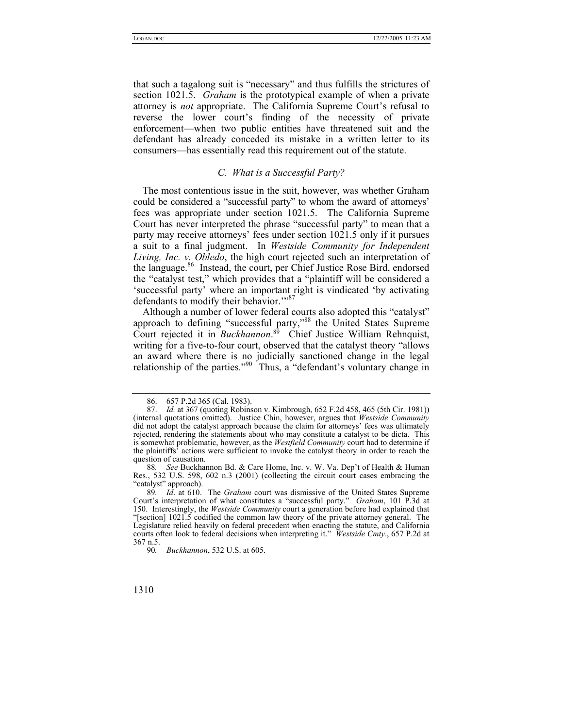that such a tagalong suit is "necessary" and thus fulfills the strictures of section 1021.5. *Graham* is the prototypical example of when a private attorney is *not* appropriate. The California Supreme Court's refusal to reverse the lower court's finding of the necessity of private enforcement—when two public entities have threatened suit and the defendant has already conceded its mistake in a written letter to its consumers—has essentially read this requirement out of the statute.

### *C. What is a Successful Party?*

The most contentious issue in the suit, however, was whether Graham could be considered a "successful party" to whom the award of attorneys' fees was appropriate under section 1021.5. The California Supreme Court has never interpreted the phrase "successful party" to mean that a party may receive attorneys' fees under section 1021.5 only if it pursues a suit to a final judgment. In *Westside Community for Independent Living, Inc. v. Obledo*, the high court rejected such an interpretation of the language.[86] Instead, the court, per Chief Justice Rose Bird, endorsed the "catalyst test," which provides that a "plaintiff will be considered a 'successful party' where an important right is vindicated 'by activating defendants to modify their behavior.'"[87]

Although a number of lower federal courts also adopted this "catalyst" approach to defining "successful party,"[88] the United States Supreme Court rejected it in *Buckhannon*.[89] Chief Justice William Rehnquist, writing for a five-to-four court, observed that the catalyst theory "allows an award where there is no judicially sanctioned change in the legal relationship of the parties."[90] Thus, a "defendant's voluntary change in

---

86. 657 P.2d 365 (Cal. 1983).

87. *Id.* at 367 (quoting Robinson v. Kimbrough, 652 F.2d 458, 465 (5th Cir. 1981)) (internal quotations omitted). Justice Chin, however, argues that *Westside Community* did not adopt the catalyst approach because the claim for attorneys' fees was ultimately rejected, rendering the statements about who may constitute a catalyst to be dicta. This is somewhat problematic, however, as the *Westfield Community* court had to determine if the plaintiffs' actions were sufficient to invoke the catalyst theory in order to reach the question of causation.

88. *See* Buckhannon Bd. & Care Home, Inc. v. W. Va. Dep't of Health & Human Res., 532 U.S. 598, 602 n.3 (2001) (collecting the circuit court cases embracing the "catalyst" approach).

89. *Id*. at 610. The *Graham* court was dismissive of the United States Supreme Court's interpretation of what constitutes a "successful party." *Graham*, 101 P.3d at 150. Interestingly, the *Westside Community* court a generation before had explained that "[section] 1021.5 codified the common law theory of the private attorney general. The Legislature relied heavily on federal precedent when enacting the statute, and California courts often look to federal decisions when interpreting it." *Westside Cmty.*, 657 P.2d at 367 n.5.

90. *Buckhannon*, 532 U.S. at 605.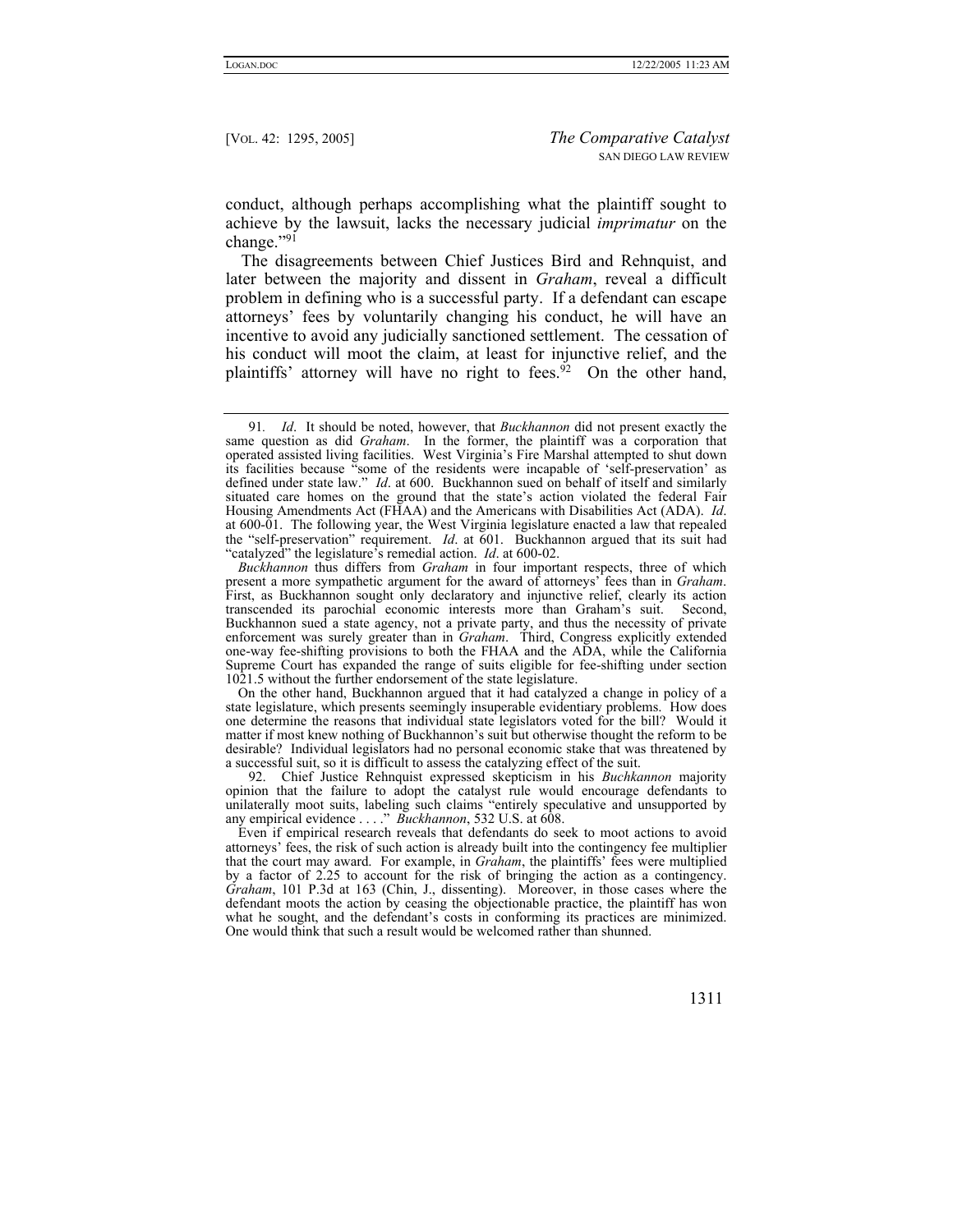conduct, although perhaps accomplishing what the plaintiff sought to achieve by the lawsuit, lacks the necessary judicial *imprimatur* on the change."[91]

The disagreements between Chief Justices Bird and Rehnquist, and later between the majority and dissent in *Graham*, reveal a difficult problem in defining who is a successful party. If a defendant can escape attorneys' fees by voluntarily changing his conduct, he will have an incentive to avoid any judicially sanctioned settlement. The cessation of his conduct will moot the claim, at least for injunctive relief, and the plaintiffs' attorney will have no right to fees.[92] On the other hand,

---

91. *Id*. It should be noted, however, that *Buckhannon* did not present exactly the same question as did *Graham*. In the former, the plaintiff was a corporation that operated assisted living facilities. West Virginia's Fire Marshal attempted to shut down its facilities because "some of the residents were incapable of 'self-preservation' as defined under state law." *Id*. at 600. Buckhannon sued on behalf of itself and similarly situated care homes on the ground that the state's action violated the federal Fair Housing Amendments Act (FHAA) and the Americans with Disabilities Act (ADA). *Id*. at 600-01. The following year, the West Virginia legislature enacted a law that repealed the "self-preservation" requirement. *Id*. at 601. Buckhannon argued that its suit had "catalyzed" the legislature's remedial action. *Id*. at 600-02.

*Buckhannon* thus differs from *Graham* in four important respects, three of which present a more sympathetic argument for the award of attorneys' fees than in *Graham*. First, as Buckhannon sought only declaratory and injunctive relief, clearly its action transcended its parochial economic interests more than Graham's suit. Second, Buckhannon sued a state agency, not a private party, and thus the necessity of private enforcement was surely greater than in *Graham*. Third, Congress explicitly extended one-way fee-shifting provisions to both the FHAA and the ADA, while the California Supreme Court has expanded the range of suits eligible for fee-shifting under section 1021.5 without the further endorsement of the state legislature.

On the other hand, Buckhannon argued that it had catalyzed a change in policy of a state legislature, which presents seemingly insuperable evidentiary problems. How does one determine the reasons that individual state legislators voted for the bill? Would it matter if most knew nothing of Buckhannon's suit but otherwise thought the reform to be desirable? Individual legislators had no personal economic stake that was threatened by a successful suit, so it is difficult to assess the catalyzing effect of the suit.

92. Chief Justice Rehnquist expressed skepticism in his *Buchkannon* majority opinion that the failure to adopt the catalyst rule would encourage defendants to unilaterally moot suits, labeling such claims "entirely speculative and unsupported by any empirical evidence . . . ." *Buckhannon*, 532 U.S. at 608.

Even if empirical research reveals that defendants do seek to moot actions to avoid attorneys' fees, the risk of such action is already built into the contingency fee multiplier that the court may award. For example, in *Graham*, the plaintiffs' fees were multiplied by a factor of 2.25 to account for the risk of bringing the action as a contingency. *Graham*, 101 P.3d at 163 (Chin, J., dissenting). Moreover, in those cases where the defendant moots the action by ceasing the objectionable practice, the plaintiff has won what he sought, and the defendant's costs in conforming its practices are minimized. One would think that such a result would be welcomed rather than shunned.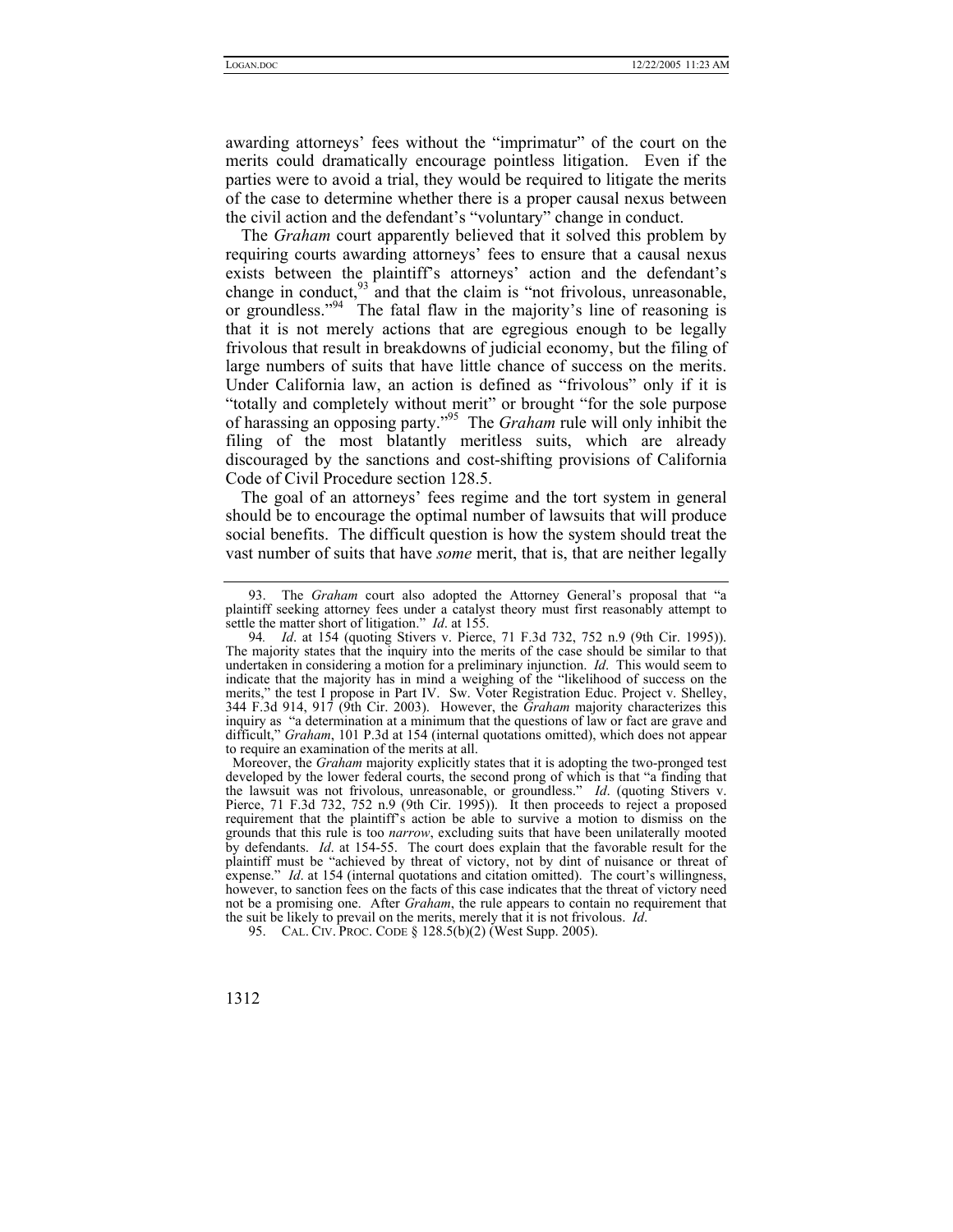awarding attorneys' fees without the "imprimatur" of the court on the merits could dramatically encourage pointless litigation. Even if the parties were to avoid a trial, they would be required to litigate the merits of the case to determine whether there is a proper causal nexus between the civil action and the defendant's "voluntary" change in conduct.

The *Graham* court apparently believed that it solved this problem by requiring courts awarding attorneys' fees to ensure that a causal nexus exists between the plaintiff's attorneys' action and the defendant's change in conduct,[93] and that the claim is "not frivolous, unreasonable, or groundless."[94] The fatal flaw in the majority's line of reasoning is that it is not merely actions that are egregious enough to be legally frivolous that result in breakdowns of judicial economy, but the filing of large numbers of suits that have little chance of success on the merits. Under California law, an action is defined as "frivolous" only if it is "totally and completely without merit" or brought "for the sole purpose of harassing an opposing party."[95] The *Graham* rule will only inhibit the filing of the most blatantly meritless suits, which are already discouraged by the sanctions and cost-shifting provisions of California Code of Civil Procedure section 128.5.

The goal of an attorneys' fees regime and the tort system in general should be to encourage the optimal number of lawsuits that will produce social benefits. The difficult question is how the system should treat the vast number of suits that have *some* merit, that is, that are neither legally

---

93. The *Graham* court also adopted the Attorney General's proposal that "a plaintiff seeking attorney fees under a catalyst theory must first reasonably attempt to settle the matter short of litigation." *Id*. at 155.

94. *Id*. at 154 (quoting Stivers v. Pierce, 71 F.3d 732, 752 n.9 (9th Cir. 1995)). The majority states that the inquiry into the merits of the case should be similar to that undertaken in considering a motion for a preliminary injunction. *Id*. This would seem to indicate that the majority has in mind a weighing of the "likelihood of success on the merits," the test I propose in Part IV. Sw. Voter Registration Educ. Project v. Shelley, 344 F.3d 914, 917 (9th Cir. 2003). However, the *Graham* majority characterizes this inquiry as "a determination at a minimum that the questions of law or fact are grave and difficult," *Graham*, 101 P.3d at 154 (internal quotations omitted), which does not appear to require an examination of the merits at all.

Moreover, the *Graham* majority explicitly states that it is adopting the two-pronged test developed by the lower federal courts, the second prong of which is that "a finding that the lawsuit was not frivolous, unreasonable, or groundless." *Id*. (quoting Stivers v. Pierce, 71 F.3d 732, 752 n.9 (9th Cir. 1995)). It then proceeds to reject a proposed requirement that the plaintiff's action be able to survive a motion to dismiss on the grounds that this rule is too *narrow*, excluding suits that have been unilaterally mooted by defendants. *Id*. at 154-55. The court does explain that the favorable result for the plaintiff must be "achieved by threat of victory, not by dint of nuisance or threat of expense." *Id*. at 154 (internal quotations and citation omitted). The court's willingness, however, to sanction fees on the facts of this case indicates that the threat of victory need not be a promising one. After *Graham*, the rule appears to contain no requirement that the suit be likely to prevail on the merits, merely that it is not frivolous. *Id*.

95. CAL. CIV. PROC. CODE § 128.5(b)(2) (West Supp. 2005).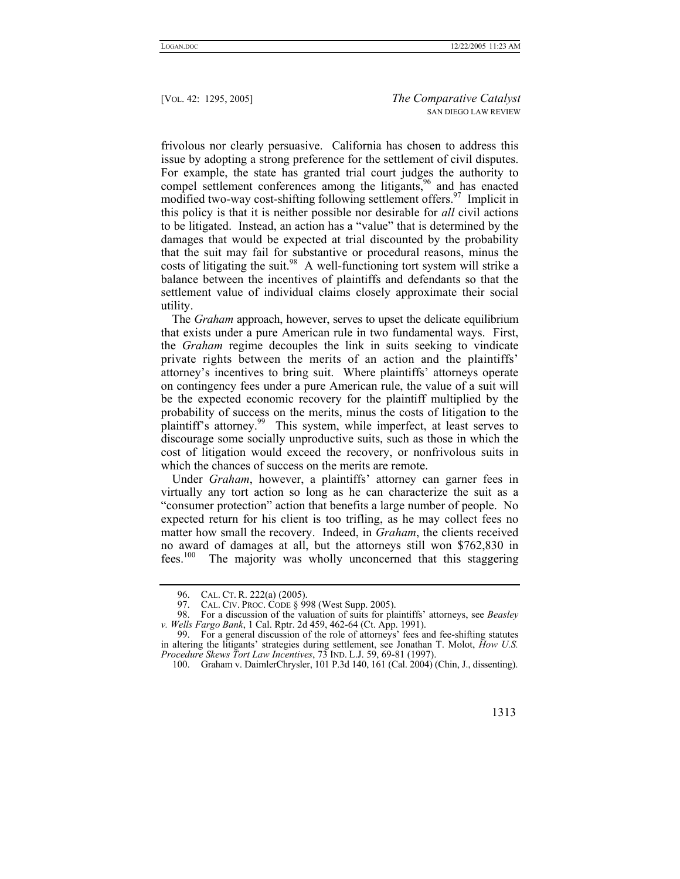frivolous nor clearly persuasive. California has chosen to address this issue by adopting a strong preference for the settlement of civil disputes. For example, the state has granted trial court judges the authority to compel settlement conferences among the litigants,[96] and has enacted modified two-way cost-shifting following settlement offers.[97] Implicit in this policy is that it is neither possible nor desirable for *all* civil actions to be litigated. Instead, an action has a "value" that is determined by the damages that would be expected at trial discounted by the probability that the suit may fail for substantive or procedural reasons, minus the costs of litigating the suit.[98] A well-functioning tort system will strike a balance between the incentives of plaintiffs and defendants so that the settlement value of individual claims closely approximate their social utility.

The *Graham* approach, however, serves to upset the delicate equilibrium that exists under a pure American rule in two fundamental ways. First, the *Graham* regime decouples the link in suits seeking to vindicate private rights between the merits of an action and the plaintiffs' attorney's incentives to bring suit. Where plaintiffs' attorneys operate on contingency fees under a pure American rule, the value of a suit will be the expected economic recovery for the plaintiff multiplied by the probability of success on the merits, minus the costs of litigation to the plaintiff's attorney.[99] This system, while imperfect, at least serves to discourage some socially unproductive suits, such as those in which the cost of litigation would exceed the recovery, or nonfrivolous suits in which the chances of success on the merits are remote.

Under *Graham*, however, a plaintiffs' attorney can garner fees in virtually any tort action so long as he can characterize the suit as a "consumer protection" action that benefits a large number of people. No expected return for his client is too trifling, as he may collect fees no matter how small the recovery. Indeed, in *Graham*, the clients received no award of damages at all, but the attorneys still won $762,830 in fees.[100] The majority was wholly unconcerned that this staggering

---

96. CAL. CT. R. 222(a) (2005).

97. CAL. CIV. PROC. CODE § 998 (West Supp. 2005).

98. For a discussion of the valuation of suits for plaintiffs' attorneys, see *Beasley v. Wells Fargo Bank*, 1 Cal. Rptr. 2d 459, 462-64 (Ct. App. 1991).

99. For a general discussion of the role of attorneys' fees and fee-shifting statutes in altering the litigants' strategies during settlement, see Jonathan T. Molot, *How U.S. Procedure Skews Tort Law Incentives*, 73 IND. L.J. 59, 69-81 (1997).

100. Graham v. DaimlerChrysler, 101 P.3d 140, 161 (Cal. 2004) (Chin, J., dissenting).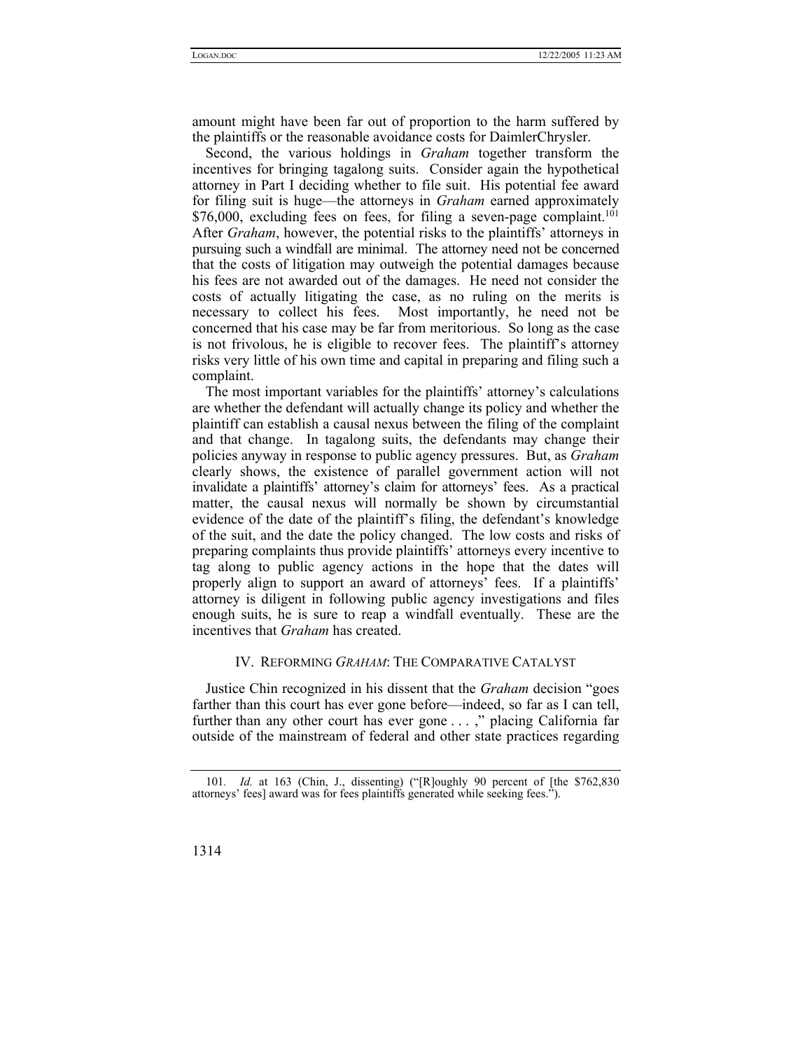amount might have been far out of proportion to the harm suffered by the plaintiffs or the reasonable avoidance costs for DaimlerChrysler.

Second, the various holdings in *Graham* together transform the incentives for bringing tagalong suits. Consider again the hypothetical attorney in Part I deciding whether to file suit. His potential fee award for filing suit is huge—the attorneys in *Graham* earned approximately $76,000, excluding fees on fees, for filing a seven-page complaint.[101] After *Graham*, however, the potential risks to the plaintiffs' attorneys in pursuing such a windfall are minimal. The attorney need not be concerned that the costs of litigation may outweigh the potential damages because his fees are not awarded out of the damages. He need not consider the costs of actually litigating the case, as no ruling on the merits is necessary to collect his fees. Most importantly, he need not be concerned that his case may be far from meritorious. So long as the case is not frivolous, he is eligible to recover fees. The plaintiff's attorney risks very little of his own time and capital in preparing and filing such a complaint.

The most important variables for the plaintiffs' attorney's calculations are whether the defendant will actually change its policy and whether the plaintiff can establish a causal nexus between the filing of the complaint and that change. In tagalong suits, the defendants may change their policies anyway in response to public agency pressures. But, as *Graham* clearly shows, the existence of parallel government action will not invalidate a plaintiffs' attorney's claim for attorneys' fees. As a practical matter, the causal nexus will normally be shown by circumstantial evidence of the date of the plaintiff's filing, the defendant's knowledge of the suit, and the date the policy changed. The low costs and risks of preparing complaints thus provide plaintiffs' attorneys every incentive to tag along to public agency actions in the hope that the dates will properly align to support an award of attorneys' fees. If a plaintiffs' attorney is diligent in following public agency investigations and files enough suits, he is sure to reap a windfall eventually. These are the incentives that *Graham* has created.

## IV. REFORMING *GRAHAM*: THE COMPARATIVE CATALYST

Justice Chin recognized in his dissent that the *Graham* decision "goes farther than this court has ever gone before—indeed, so far as I can tell, further than any other court has ever gone . . . ," placing California far outside of the mainstream of federal and other state practices regarding

---

101. *Id.* at 163 (Chin, J., dissenting) ("[R]oughly 90 percent of [the $762,830 attorneys' fees] award was for fees plaintiffs generated while seeking fees.").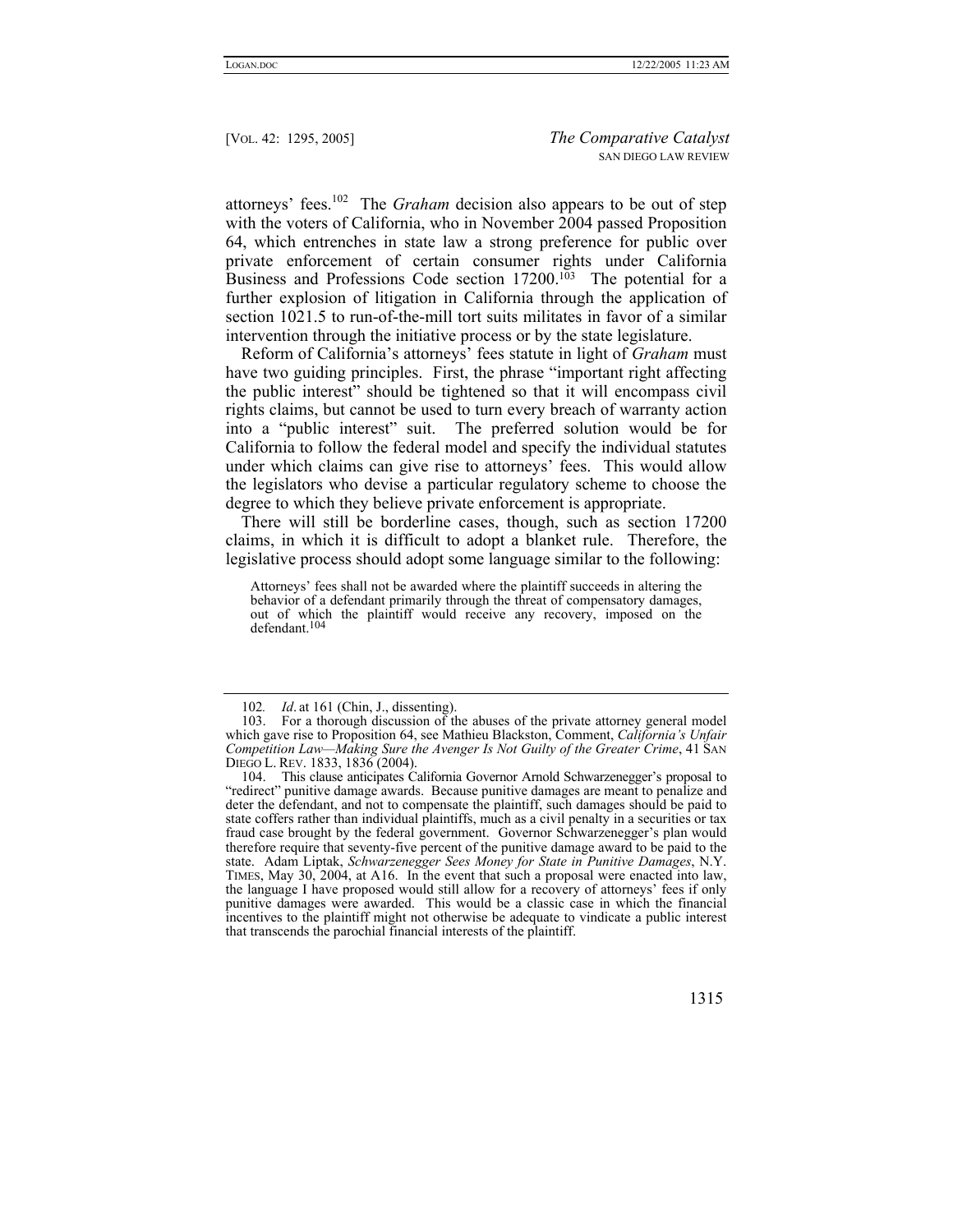attorneys' fees.[102] The *Graham* decision also appears to be out of step with the voters of California, who in November 2004 passed Proposition 64, which entrenches in state law a strong preference for public over private enforcement of certain consumer rights under California Business and Professions Code section 17200.[103] The potential for a further explosion of litigation in California through the application of section 1021.5 to run-of-the-mill tort suits militates in favor of a similar intervention through the initiative process or by the state legislature.

Reform of California's attorneys' fees statute in light of *Graham* must have two guiding principles. First, the phrase "important right affecting the public interest" should be tightened so that it will encompass civil rights claims, but cannot be used to turn every breach of warranty action into a "public interest" suit. The preferred solution would be for California to follow the federal model and specify the individual statutes under which claims can give rise to attorneys' fees. This would allow the legislators who devise a particular regulatory scheme to choose the degree to which they believe private enforcement is appropriate.

There will still be borderline cases, though, such as section 17200 claims, in which it is difficult to adopt a blanket rule. Therefore, the legislative process should adopt some language similar to the following:

> Attorneys' fees shall not be awarded where the plaintiff succeeds in altering the behavior of a defendant primarily through the threat of compensatory damages, out of which the plaintiff would receive any recovery, imposed on the defendant.[104]

---

102. *Id*. at 161 (Chin, J., dissenting).

103. For a thorough discussion of the abuses of the private attorney general model which gave rise to Proposition 64, see Mathieu Blackston, Comment, *California's Unfair Competition Law—Making Sure the Avenger Is Not Guilty of the Greater Crime*, 41 SAN DIEGO L. REV. 1833, 1836 (2004).

104. This clause anticipates California Governor Arnold Schwarzenegger's proposal to "redirect" punitive damage awards. Because punitive damages are meant to penalize and deter the defendant, and not to compensate the plaintiff, such damages should be paid to state coffers rather than individual plaintiffs, much as a civil penalty in a securities or tax fraud case brought by the federal government. Governor Schwarzenegger's plan would therefore require that seventy-five percent of the punitive damage award to be paid to the state. Adam Liptak, *Schwarzenegger Sees Money for State in Punitive Damages*, N.Y. TIMES, May 30, 2004, at A16. In the event that such a proposal were enacted into law, the language I have proposed would still allow for a recovery of attorneys' fees if only punitive damages were awarded. This would be a classic case in which the financial incentives to the plaintiff might not otherwise be adequate to vindicate a public interest that transcends the parochial financial interests of the plaintiff.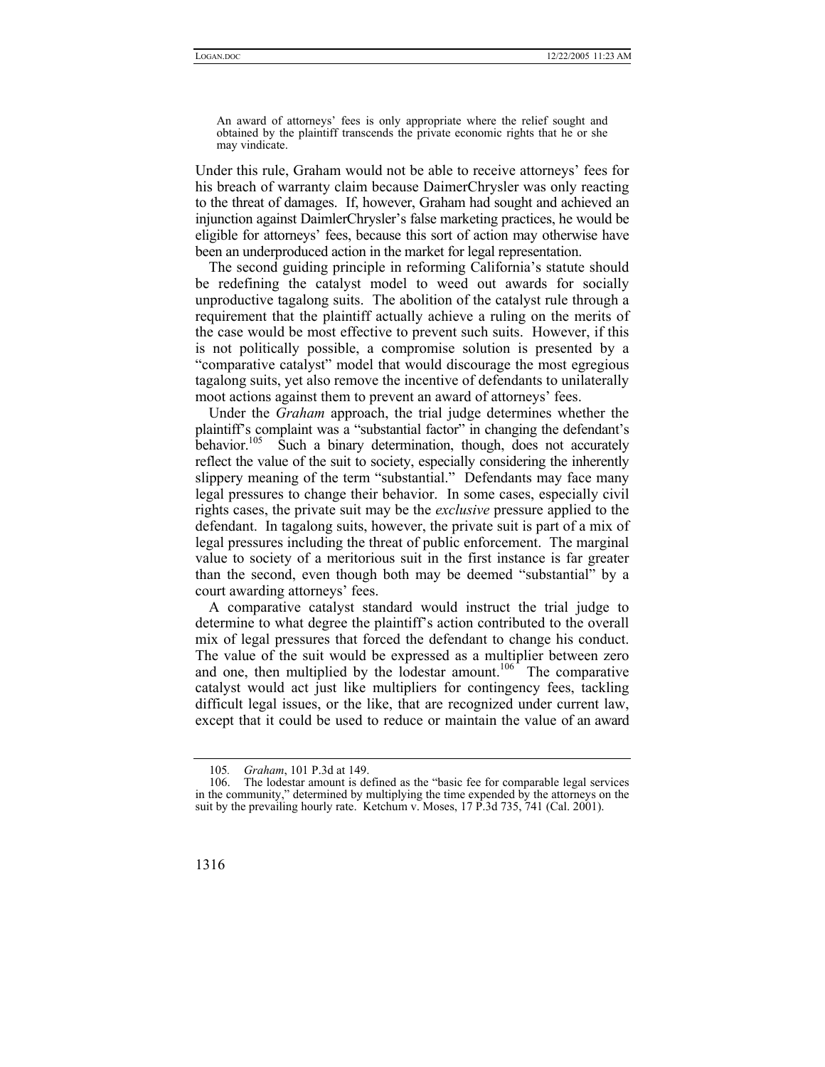> An award of attorneys' fees is only appropriate where the relief sought and obtained by the plaintiff transcends the private economic rights that he or she may vindicate.

Under this rule, Graham would not be able to receive attorneys' fees for his breach of warranty claim because DaimerChrysler was only reacting to the threat of damages. If, however, Graham had sought and achieved an injunction against DaimlerChrysler's false marketing practices, he would be eligible for attorneys' fees, because this sort of action may otherwise have been an underproduced action in the market for legal representation.

The second guiding principle in reforming California's statute should be redefining the catalyst model to weed out awards for socially unproductive tagalong suits. The abolition of the catalyst rule through a requirement that the plaintiff actually achieve a ruling on the merits of the case would be most effective to prevent such suits. However, if this is not politically possible, a compromise solution is presented by a "comparative catalyst" model that would discourage the most egregious tagalong suits, yet also remove the incentive of defendants to unilaterally moot actions against them to prevent an award of attorneys' fees.

Under the *Graham* approach, the trial judge determines whether the plaintiff's complaint was a "substantial factor" in changing the defendant's behavior.[105] Such a binary determination, though, does not accurately reflect the value of the suit to society, especially considering the inherently slippery meaning of the term "substantial." Defendants may face many legal pressures to change their behavior. In some cases, especially civil rights cases, the private suit may be the *exclusive* pressure applied to the defendant. In tagalong suits, however, the private suit is part of a mix of legal pressures including the threat of public enforcement. The marginal value to society of a meritorious suit in the first instance is far greater than the second, even though both may be deemed "substantial" by a court awarding attorneys' fees.

A comparative catalyst standard would instruct the trial judge to determine to what degree the plaintiff's action contributed to the overall mix of legal pressures that forced the defendant to change his conduct. The value of the suit would be expressed as a multiplier between zero and one, then multiplied by the lodestar amount.[106] The comparative catalyst would act just like multipliers for contingency fees, tackling difficult legal issues, or the like, that are recognized under current law, except that it could be used to reduce or maintain the value of an award

---

105. *Graham*, 101 P.3d at 149.

106. The lodestar amount is defined as the "basic fee for comparable legal services in the community," determined by multiplying the time expended by the attorneys on the suit by the prevailing hourly rate. Ketchum v. Moses, 17 P.3d 735, 741 (Cal. 2001).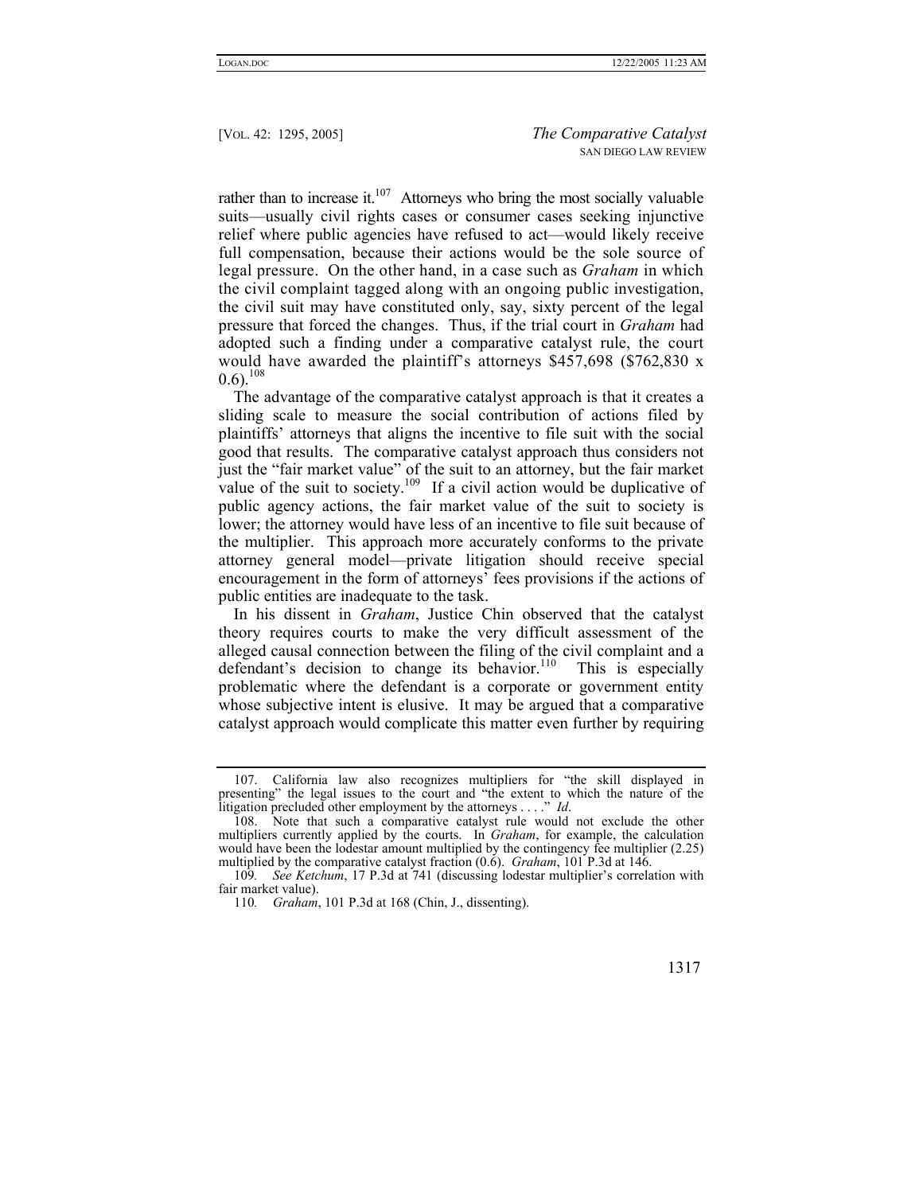rather than to increase it.[107] Attorneys who bring the most socially valuable suits—usually civil rights cases or consumer cases seeking injunctive relief where public agencies have refused to act—would likely receive full compensation, because their actions would be the sole source of legal pressure. On the other hand, in a case such as *Graham* in which the civil complaint tagged along with an ongoing public investigation, the civil suit may have constituted only, say, sixty percent of the legal pressure that forced the changes. Thus, if the trial court in *Graham* had adopted such a finding under a comparative catalyst rule, the court would have awarded the plaintiff's attorneys $457,698 ($762,830 x 0.6).[108]

The advantage of the comparative catalyst approach is that it creates a sliding scale to measure the social contribution of actions filed by plaintiffs' attorneys that aligns the incentive to file suit with the social good that results. The comparative catalyst approach thus considers not just the "fair market value" of the suit to an attorney, but the fair market value of the suit to society.[109] If a civil action would be duplicative of public agency actions, the fair market value of the suit to society is lower; the attorney would have less of an incentive to file suit because of the multiplier. This approach more accurately conforms to the private attorney general model—private litigation should receive special encouragement in the form of attorneys' fees provisions if the actions of public entities are inadequate to the task.

In his dissent in *Graham*, Justice Chin observed that the catalyst theory requires courts to make the very difficult assessment of the alleged causal connection between the filing of the civil complaint and a defendant's decision to change its behavior.[110] This is especially problematic where the defendant is a corporate or government entity whose subjective intent is elusive. It may be argued that a comparative catalyst approach would complicate this matter even further by requiring

---

107. California law also recognizes multipliers for "the skill displayed in presenting" the legal issues to the court and "the extent to which the nature of the litigation precluded other employment by the attorneys . . . ." *Id*.

108. Note that such a comparative catalyst rule would not exclude the other multipliers currently applied by the courts. In *Graham*, for example, the calculation would have been the lodestar amount multiplied by the contingency fee multiplier (2.25) multiplied by the comparative catalyst fraction (0.6). *Graham*, 101 P.3d at 146.

109. *See Ketchum*, 17 P.3d at 741 (discussing lodestar multiplier's correlation with fair market value).

110. *Graham*, 101 P.3d at 168 (Chin, J., dissenting).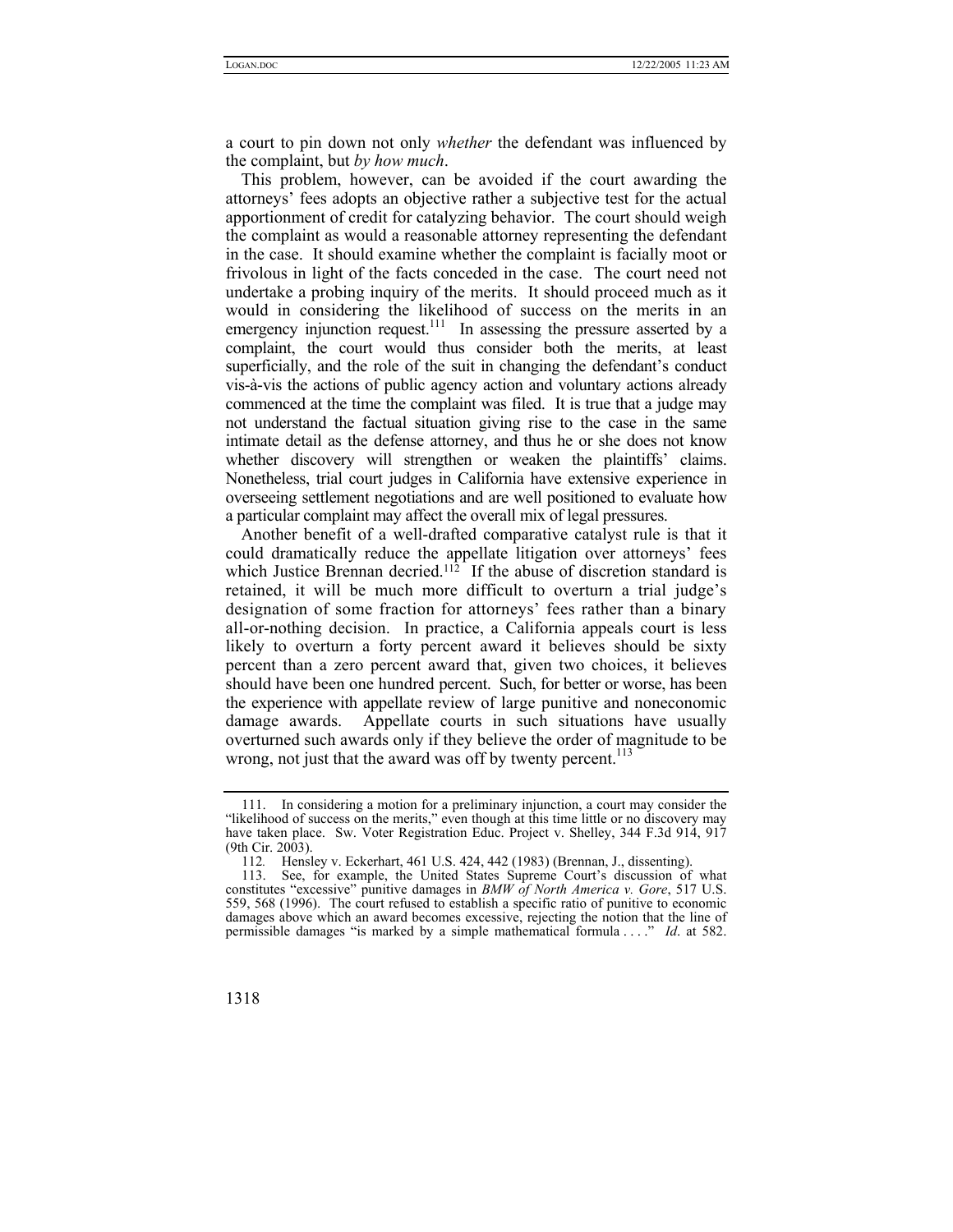a court to pin down not only *whether* the defendant was influenced by the complaint, but *by how much*.

This problem, however, can be avoided if the court awarding the attorneys' fees adopts an objective rather a subjective test for the actual apportionment of credit for catalyzing behavior. The court should weigh the complaint as would a reasonable attorney representing the defendant in the case. It should examine whether the complaint is facially moot or frivolous in light of the facts conceded in the case. The court need not undertake a probing inquiry of the merits. It should proceed much as it would in considering the likelihood of success on the merits in an emergency injunction request.[111] In assessing the pressure asserted by a complaint, the court would thus consider both the merits, at least superficially, and the role of the suit in changing the defendant's conduct vis-à-vis the actions of public agency action and voluntary actions already commenced at the time the complaint was filed. It is true that a judge may not understand the factual situation giving rise to the case in the same intimate detail as the defense attorney, and thus he or she does not know whether discovery will strengthen or weaken the plaintiffs' claims. Nonetheless, trial court judges in California have extensive experience in overseeing settlement negotiations and are well positioned to evaluate how a particular complaint may affect the overall mix of legal pressures.

Another benefit of a well-drafted comparative catalyst rule is that it could dramatically reduce the appellate litigation over attorneys' fees which Justice Brennan decried.[112] If the abuse of discretion standard is retained, it will be much more difficult to overturn a trial judge's designation of some fraction for attorneys' fees rather than a binary all-or-nothing decision. In practice, a California appeals court is less likely to overturn a forty percent award it believes should be sixty percent than a zero percent award that, given two choices, it believes should have been one hundred percent. Such, for better or worse, has been the experience with appellate review of large punitive and noneconomic damage awards. Appellate courts in such situations have usually overturned such awards only if they believe the order of magnitude to be wrong, not just that the award was off by twenty percent.[113]

---

111. In considering a motion for a preliminary injunction, a court may consider the "likelihood of success on the merits," even though at this time little or no discovery may have taken place. Sw. Voter Registration Educ. Project v. Shelley, 344 F.3d 914, 917 (9th Cir. 2003).

112. Hensley v. Eckerhart, 461 U.S. 424, 442 (1983) (Brennan, J., dissenting).

113. See, for example, the United States Supreme Court's discussion of what constitutes "excessive" punitive damages in *BMW of North America v. Gore*, 517 U.S. 559, 568 (1996). The court refused to establish a specific ratio of punitive to economic damages above which an award becomes excessive, rejecting the notion that the line of permissible damages "is marked by a simple mathematical formula . . . ." *Id*. at 582.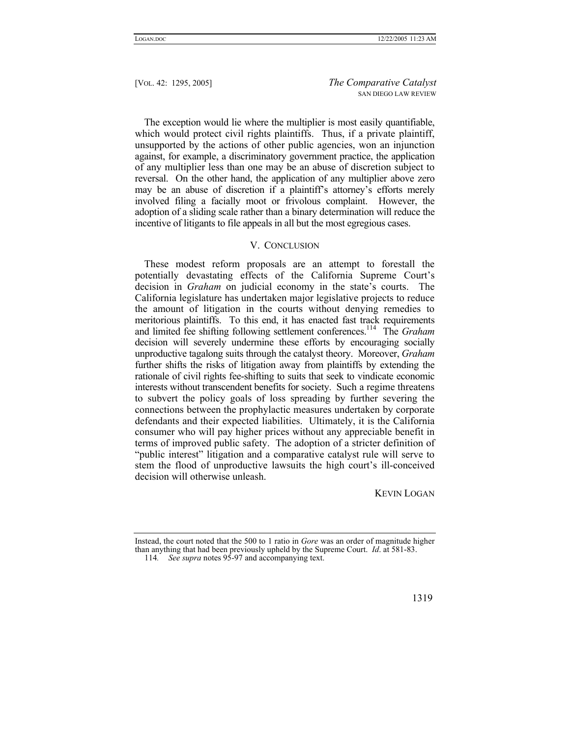The exception would lie where the multiplier is most easily quantifiable, which would protect civil rights plaintiffs. Thus, if a private plaintiff, unsupported by the actions of other public agencies, won an injunction against, for example, a discriminatory government practice, the application of any multiplier less than one may be an abuse of discretion subject to reversal. On the other hand, the application of any multiplier above zero may be an abuse of discretion if a plaintiff's attorney's efforts merely involved filing a facially moot or frivolous complaint. However, the adoption of a sliding scale rather than a binary determination will reduce the incentive of litigants to file appeals in all but the most egregious cases.

## V. CONCLUSION

These modest reform proposals are an attempt to forestall the potentially devastating effects of the California Supreme Court's decision in *Graham* on judicial economy in the state's courts. The California legislature has undertaken major legislative projects to reduce the amount of litigation in the courts without denying remedies to meritorious plaintiffs. To this end, it has enacted fast track requirements and limited fee shifting following settlement conferences.[114] The *Graham* decision will severely undermine these efforts by encouraging socially unproductive tagalong suits through the catalyst theory. Moreover, *Graham* further shifts the risks of litigation away from plaintiffs by extending the rationale of civil rights fee-shifting to suits that seek to vindicate economic interests without transcendent benefits for society. Such a regime threatens to subvert the policy goals of loss spreading by further severing the connections between the prophylactic measures undertaken by corporate defendants and their expected liabilities. Ultimately, it is the California consumer who will pay higher prices without any appreciable benefit in terms of improved public safety. The adoption of a stricter definition of "public interest" litigation and a comparative catalyst rule will serve to stem the flood of unproductive lawsuits the high court's ill-conceived decision will otherwise unleash.

KEVIN LOGAN

---

Instead, the court noted that the 500 to 1 ratio in *Gore* was an order of magnitude higher than anything that had been previously upheld by the Supreme Court. *Id*. at 581-83.

114. *See supra* notes 95-97 and accompanying text.